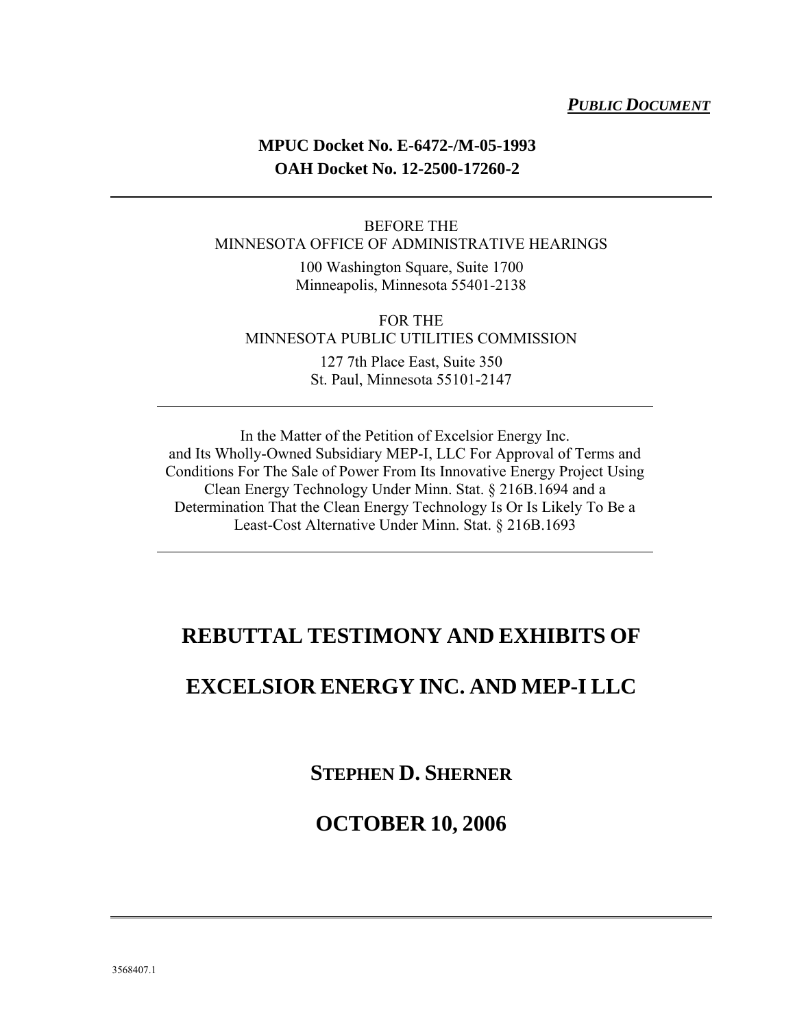***PUBLIC DOCUMENT***

**MPUC Docket No. E-6472-/M-05-1993**
**OAH Docket No. 12-2500-17260-2**

---

BEFORE THE
MINNESOTA OFFICE OF ADMINISTRATIVE HEARINGS

100 Washington Square, Suite 1700
Minneapolis, Minnesota 55401-2138

FOR THE
MINNESOTA PUBLIC UTILITIES COMMISSION

127 7th Place East, Suite 350
St. Paul, Minnesota 55101-2147

---

In the Matter of the Petition of Excelsior Energy Inc. and Its Wholly-Owned Subsidiary MEP-I, LLC For Approval of Terms and Conditions For The Sale of Power From Its Innovative Energy Project Using Clean Energy Technology Under Minn. Stat. § 216B.1694 and a Determination That the Clean Energy Technology Is Or Is Likely To Be a Least-Cost Alternative Under Minn. Stat. § 216B.1693

---

# REBUTTAL TESTIMONY AND EXHIBITS OF

# EXCELSIOR ENERGY INC. AND MEP-I LLC

## STEPHEN D. SHERNER

## OCTOBER 10, 2006

---

3568407.1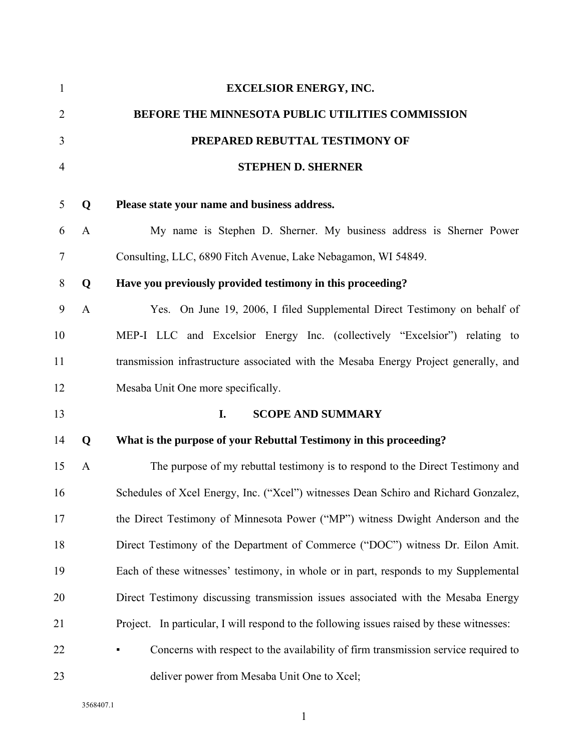**EXCELSIOR ENERGY, INC.**

**BEFORE THE MINNESOTA PUBLIC UTILITIES COMMISSION**

**PREPARED REBUTTAL TESTIMONY OF**

**STEPHEN D. SHERNER**

**Q Please state your name and business address.**

A My name is Stephen D. Sherner. My business address is Sherner Power Consulting, LLC, 6890 Fitch Avenue, Lake Nebagamon, WI 54849.

**Q Have you previously provided testimony in this proceeding?**

A Yes. On June 19, 2006, I filed Supplemental Direct Testimony on behalf of MEP-I LLC and Excelsior Energy Inc. (collectively "Excelsior") relating to transmission infrastructure associated with the Mesaba Energy Project generally, and Mesaba Unit One more specifically.

## I. SCOPE AND SUMMARY

**Q What is the purpose of your Rebuttal Testimony in this proceeding?**

A The purpose of my rebuttal testimony is to respond to the Direct Testimony and Schedules of Xcel Energy, Inc. ("Xcel") witnesses Dean Schiro and Richard Gonzalez, the Direct Testimony of Minnesota Power ("MP") witness Dwight Anderson and the Direct Testimony of the Department of Commerce ("DOC") witness Dr. Eilon Amit. Each of these witnesses' testimony, in whole or in part, responds to my Supplemental Direct Testimony discussing transmission issues associated with the Mesaba Energy Project. In particular, I will respond to the following issues raised by these witnesses:

- Concerns with respect to the availability of firm transmission service required to deliver power from Mesaba Unit One to Xcel;

3568407.1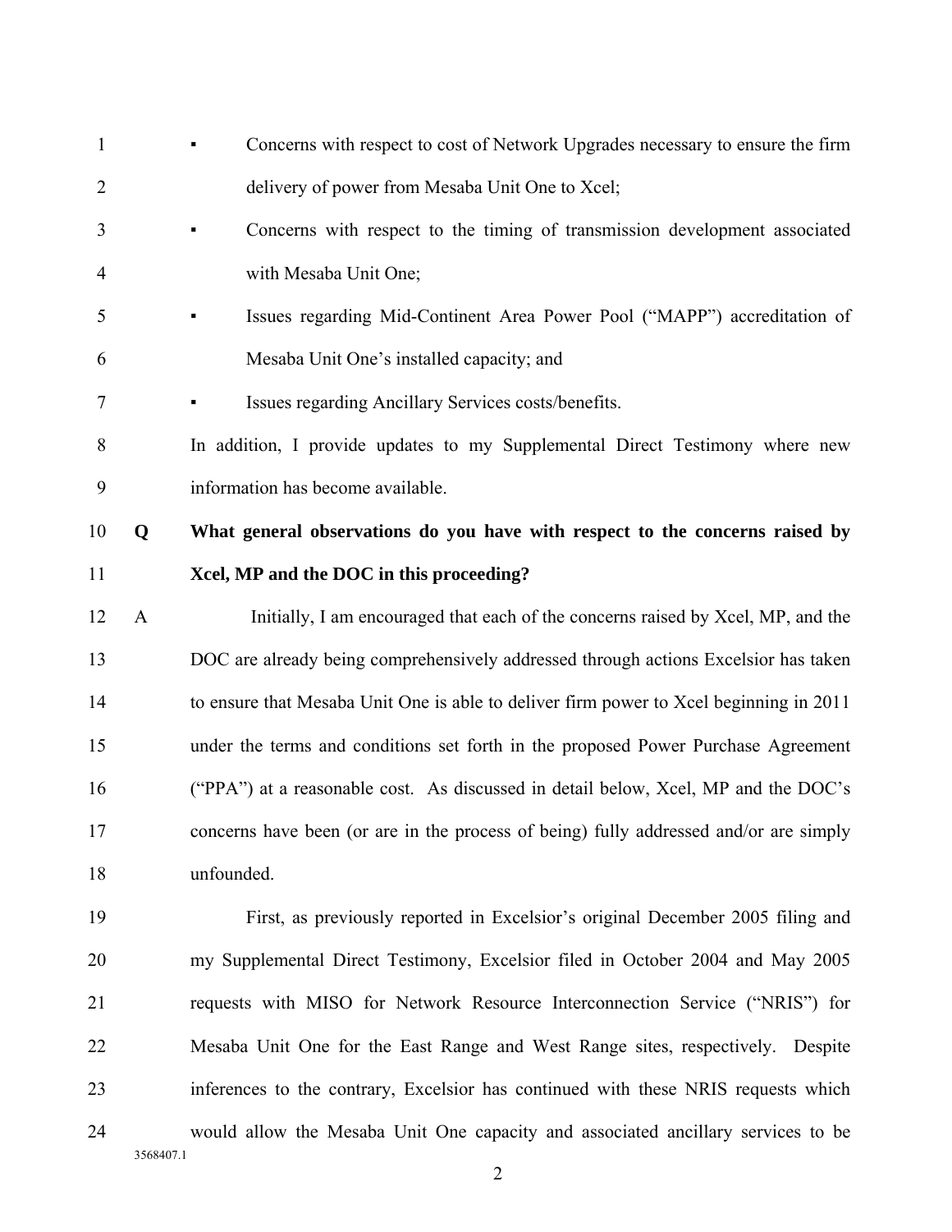- Concerns with respect to cost of Network Upgrades necessary to ensure the firm delivery of power from Mesaba Unit One to Xcel;
- Concerns with respect to the timing of transmission development associated with Mesaba Unit One;
- Issues regarding Mid-Continent Area Power Pool ("MAPP") accreditation of Mesaba Unit One's installed capacity; and
- Issues regarding Ancillary Services costs/benefits.

In addition, I provide updates to my Supplemental Direct Testimony where new information has become available.

**Q What general observations do you have with respect to the concerns raised by Xcel, MP and the DOC in this proceeding?**

A Initially, I am encouraged that each of the concerns raised by Xcel, MP, and the DOC are already being comprehensively addressed through actions Excelsior has taken to ensure that Mesaba Unit One is able to deliver firm power to Xcel beginning in 2011 under the terms and conditions set forth in the proposed Power Purchase Agreement ("PPA") at a reasonable cost. As discussed in detail below, Xcel, MP and the DOC's concerns have been (or are in the process of being) fully addressed and/or are simply unfounded.

First, as previously reported in Excelsior's original December 2005 filing and my Supplemental Direct Testimony, Excelsior filed in October 2004 and May 2005 requests with MISO for Network Resource Interconnection Service ("NRIS") for Mesaba Unit One for the East Range and West Range sites, respectively. Despite inferences to the contrary, Excelsior has continued with these NRIS requests which would allow the Mesaba Unit One capacity and associated ancillary services to be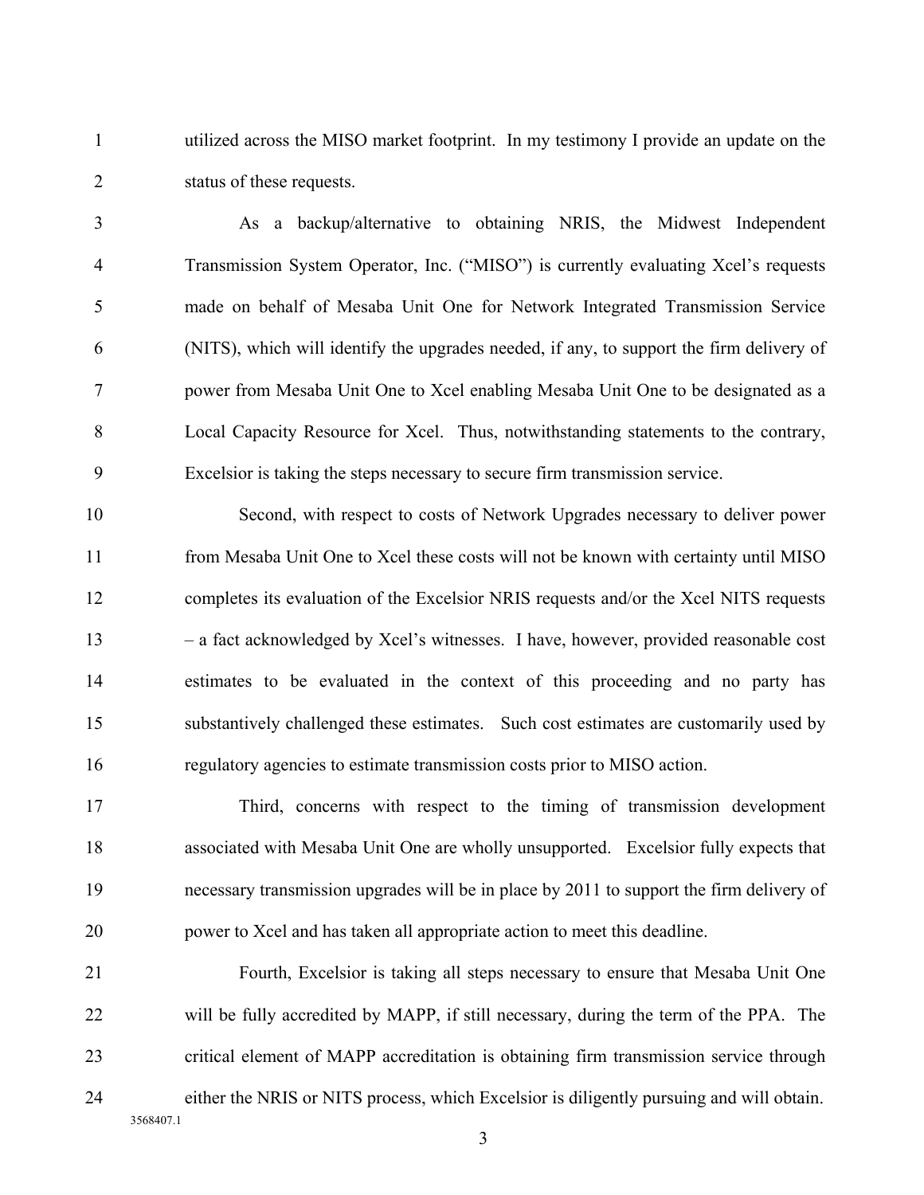utilized across the MISO market footprint. In my testimony I provide an update on the status of these requests.

As a backup/alternative to obtaining NRIS, the Midwest Independent Transmission System Operator, Inc. ("MISO") is currently evaluating Xcel's requests made on behalf of Mesaba Unit One for Network Integrated Transmission Service (NITS), which will identify the upgrades needed, if any, to support the firm delivery of power from Mesaba Unit One to Xcel enabling Mesaba Unit One to be designated as a Local Capacity Resource for Xcel. Thus, notwithstanding statements to the contrary, Excelsior is taking the steps necessary to secure firm transmission service.

Second, with respect to costs of Network Upgrades necessary to deliver power from Mesaba Unit One to Xcel these costs will not be known with certainty until MISO completes its evaluation of the Excelsior NRIS requests and/or the Xcel NITS requests – a fact acknowledged by Xcel's witnesses. I have, however, provided reasonable cost estimates to be evaluated in the context of this proceeding and no party has substantively challenged these estimates. Such cost estimates are customarily used by regulatory agencies to estimate transmission costs prior to MISO action.

Third, concerns with respect to the timing of transmission development associated with Mesaba Unit One are wholly unsupported. Excelsior fully expects that necessary transmission upgrades will be in place by 2011 to support the firm delivery of power to Xcel and has taken all appropriate action to meet this deadline.

Fourth, Excelsior is taking all steps necessary to ensure that Mesaba Unit One will be fully accredited by MAPP, if still necessary, during the term of the PPA. The critical element of MAPP accreditation is obtaining firm transmission service through either the NRIS or NITS process, which Excelsior is diligently pursuing and will obtain.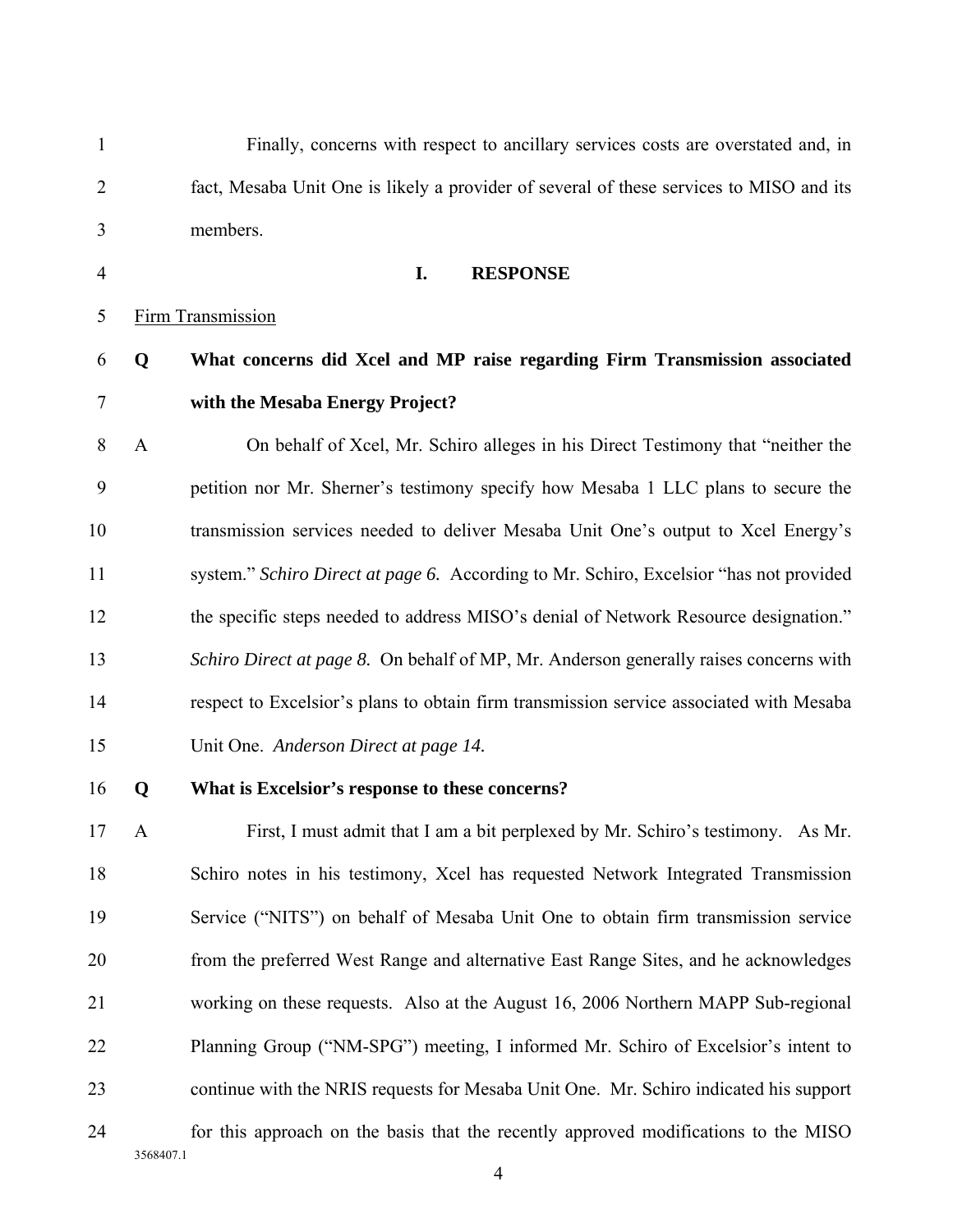Finally, concerns with respect to ancillary services costs are overstated and, in fact, Mesaba Unit One is likely a provider of several of these services to MISO and its members.

## I. RESPONSE

Firm Transmission

**Q What concerns did Xcel and MP raise regarding Firm Transmission associated with the Mesaba Energy Project?**

A On behalf of Xcel, Mr. Schiro alleges in his Direct Testimony that "neither the petition nor Mr. Sherner's testimony specify how Mesaba 1 LLC plans to secure the transmission services needed to deliver Mesaba Unit One's output to Xcel Energy's system." *Schiro Direct at page 6.* According to Mr. Schiro, Excelsior "has not provided the specific steps needed to address MISO's denial of Network Resource designation." *Schiro Direct at page 8.* On behalf of MP, Mr. Anderson generally raises concerns with respect to Excelsior's plans to obtain firm transmission service associated with Mesaba Unit One. *Anderson Direct at page 14.*

**Q What is Excelsior's response to these concerns?**

A First, I must admit that I am a bit perplexed by Mr. Schiro's testimony. As Mr. Schiro notes in his testimony, Xcel has requested Network Integrated Transmission Service ("NITS") on behalf of Mesaba Unit One to obtain firm transmission service from the preferred West Range and alternative East Range Sites, and he acknowledges working on these requests. Also at the August 16, 2006 Northern MAPP Sub-regional Planning Group ("NM-SPG") meeting, I informed Mr. Schiro of Excelsior's intent to continue with the NRIS requests for Mesaba Unit One. Mr. Schiro indicated his support for this approach on the basis that the recently approved modifications to the MISO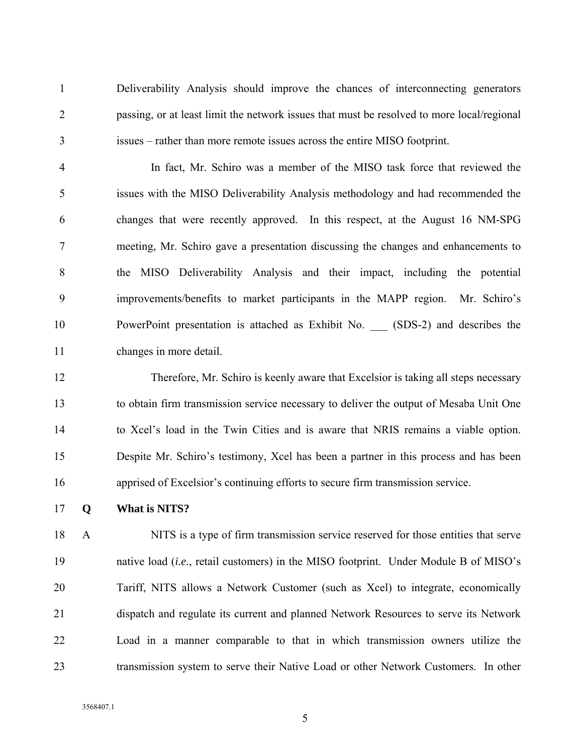Deliverability Analysis should improve the chances of interconnecting generators passing, or at least limit the network issues that must be resolved to more local/regional issues – rather than more remote issues across the entire MISO footprint.

In fact, Mr. Schiro was a member of the MISO task force that reviewed the issues with the MISO Deliverability Analysis methodology and had recommended the changes that were recently approved. In this respect, at the August 16 NM-SPG meeting, Mr. Schiro gave a presentation discussing the changes and enhancements to the MISO Deliverability Analysis and their impact, including the potential improvements/benefits to market participants in the MAPP region. Mr. Schiro's PowerPoint presentation is attached as Exhibit No. ___ (SDS-2) and describes the changes in more detail.

Therefore, Mr. Schiro is keenly aware that Excelsior is taking all steps necessary to obtain firm transmission service necessary to deliver the output of Mesaba Unit One to Xcel's load in the Twin Cities and is aware that NRIS remains a viable option. Despite Mr. Schiro's testimony, Xcel has been a partner in this process and has been apprised of Excelsior's continuing efforts to secure firm transmission service.

**Q What is NITS?**

A NITS is a type of firm transmission service reserved for those entities that serve native load (*i.e.*, retail customers) in the MISO footprint. Under Module B of MISO's Tariff, NITS allows a Network Customer (such as Xcel) to integrate, economically dispatch and regulate its current and planned Network Resources to serve its Network Load in a manner comparable to that in which transmission owners utilize the transmission system to serve their Native Load or other Network Customers. In other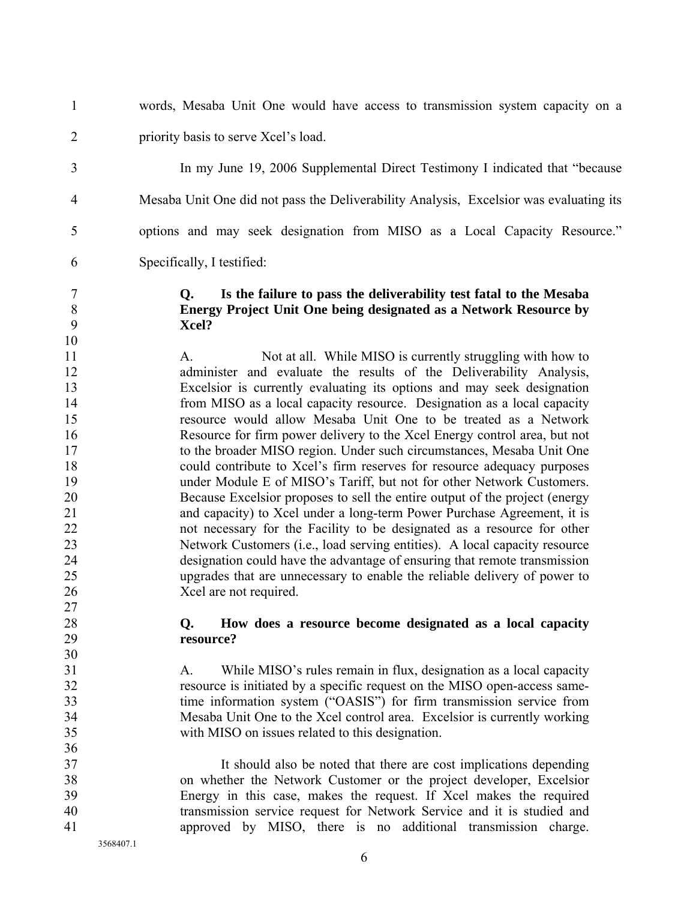words, Mesaba Unit One would have access to transmission system capacity on a priority basis to serve Xcel's load.

In my June 19, 2006 Supplemental Direct Testimony I indicated that "because Mesaba Unit One did not pass the Deliverability Analysis, Excelsior was evaluating its options and may seek designation from MISO as a Local Capacity Resource." Specifically, I testified:

> **Q. Is the failure to pass the deliverability test fatal to the Mesaba Energy Project Unit One being designated as a Network Resource by Xcel?**
>
> A. Not at all. While MISO is currently struggling with how to administer and evaluate the results of the Deliverability Analysis, Excelsior is currently evaluating its options and may seek designation from MISO as a local capacity resource. Designation as a local capacity resource would allow Mesaba Unit One to be treated as a Network Resource for firm power delivery to the Xcel Energy control area, but not to the broader MISO region. Under such circumstances, Mesaba Unit One could contribute to Xcel's firm reserves for resource adequacy purposes under Module E of MISO's Tariff, but not for other Network Customers. Because Excelsior proposes to sell the entire output of the project (energy and capacity) to Xcel under a long-term Power Purchase Agreement, it is not necessary for the Facility to be designated as a resource for other Network Customers (i.e., load serving entities). A local capacity resource designation could have the advantage of ensuring that remote transmission upgrades that are unnecessary to enable the reliable delivery of power to Xcel are not required.
>
> **Q. How does a resource become designated as a local capacity resource?**
>
> A. While MISO's rules remain in flux, designation as a local capacity resource is initiated by a specific request on the MISO open-access same-time information system ("OASIS") for firm transmission service from Mesaba Unit One to the Xcel control area. Excelsior is currently working with MISO on issues related to this designation.
>
> It should also be noted that there are cost implications depending on whether the Network Customer or the project developer, Excelsior Energy in this case, makes the request. If Xcel makes the required transmission service request for Network Service and it is studied and approved by MISO, there is no additional transmission charge.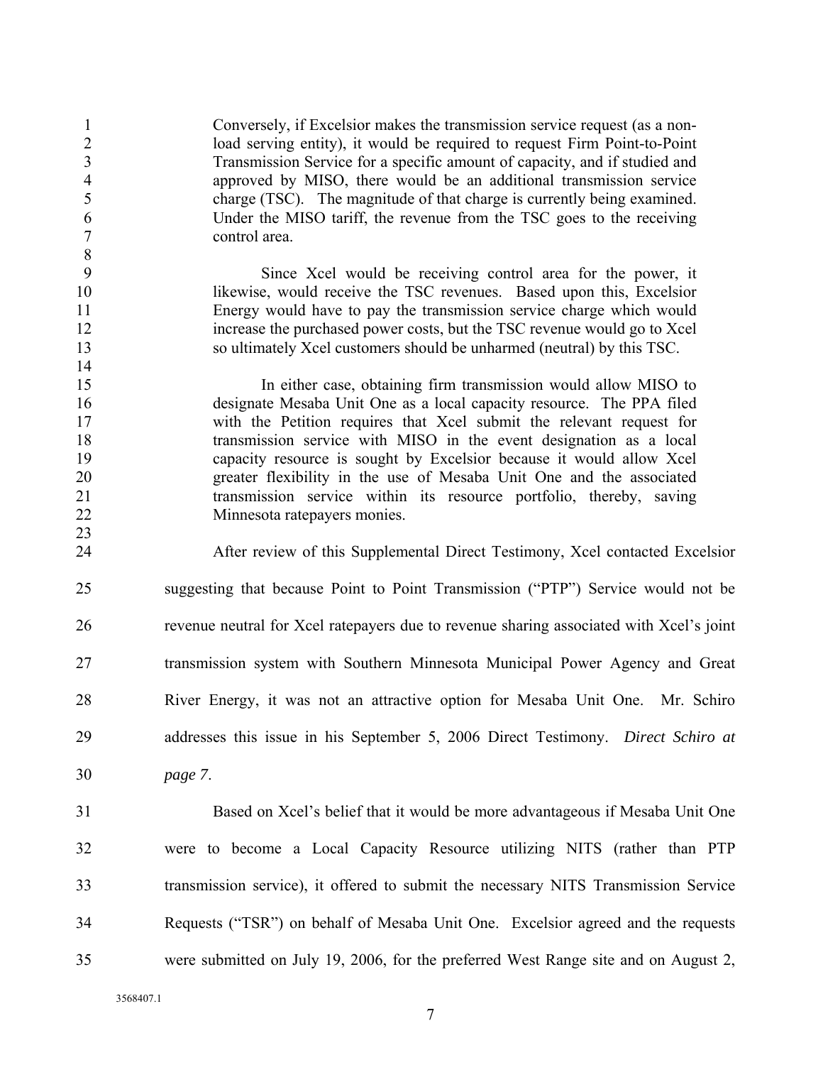> Conversely, if Excelsior makes the transmission service request (as a non-load serving entity), it would be required to request Firm Point-to-Point Transmission Service for a specific amount of capacity, and if studied and approved by MISO, there would be an additional transmission service charge (TSC). The magnitude of that charge is currently being examined. Under the MISO tariff, the revenue from the TSC goes to the receiving control area.
>
> Since Xcel would be receiving control area for the power, it likewise, would receive the TSC revenues. Based upon this, Excelsior Energy would have to pay the transmission service charge which would increase the purchased power costs, but the TSC revenue would go to Xcel so ultimately Xcel customers should be unharmed (neutral) by this TSC.
>
> In either case, obtaining firm transmission would allow MISO to designate Mesaba Unit One as a local capacity resource. The PPA filed with the Petition requires that Xcel submit the relevant request for transmission service with MISO in the event designation as a local capacity resource is sought by Excelsior because it would allow Xcel greater flexibility in the use of Mesaba Unit One and the associated transmission service within its resource portfolio, thereby, saving Minnesota ratepayers monies.

After review of this Supplemental Direct Testimony, Xcel contacted Excelsior suggesting that because Point to Point Transmission ("PTP") Service would not be revenue neutral for Xcel ratepayers due to revenue sharing associated with Xcel's joint transmission system with Southern Minnesota Municipal Power Agency and Great River Energy, it was not an attractive option for Mesaba Unit One. Mr. Schiro addresses this issue in his September 5, 2006 Direct Testimony. *Direct Schiro at page 7*.

Based on Xcel's belief that it would be more advantageous if Mesaba Unit One were to become a Local Capacity Resource utilizing NITS (rather than PTP transmission service), it offered to submit the necessary NITS Transmission Service Requests ("TSR") on behalf of Mesaba Unit One. Excelsior agreed and the requests were submitted on July 19, 2006, for the preferred West Range site and on August 2,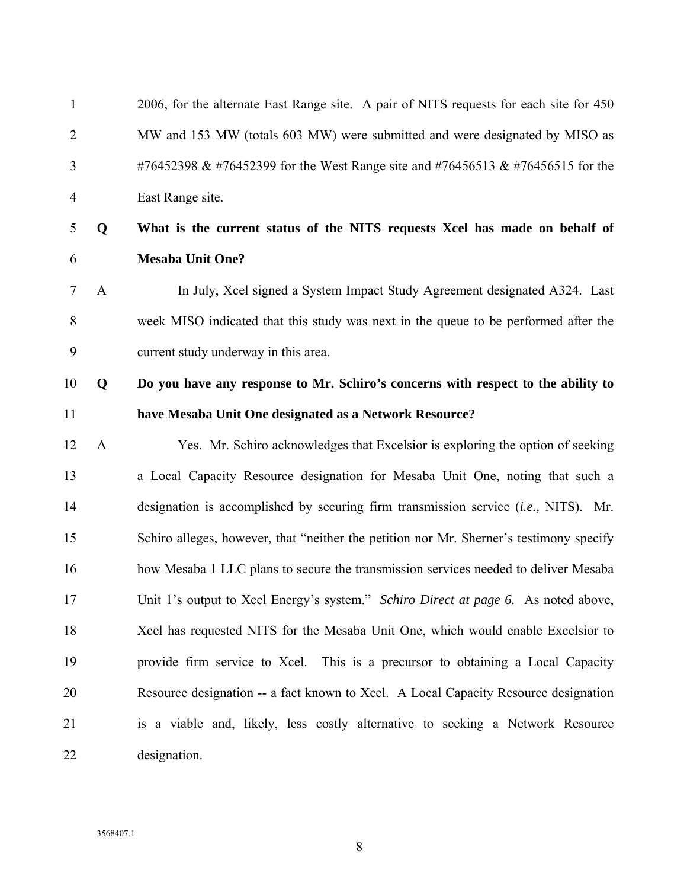2006, for the alternate East Range site. A pair of NITS requests for each site for 450 MW and 153 MW (totals 603 MW) were submitted and were designated by MISO as #76452398 & #76452399 for the West Range site and #76456513 & #76456515 for the East Range site.

**Q What is the current status of the NITS requests Xcel has made on behalf of Mesaba Unit One?**

A In July, Xcel signed a System Impact Study Agreement designated A324. Last week MISO indicated that this study was next in the queue to be performed after the current study underway in this area.

**Q Do you have any response to Mr. Schiro's concerns with respect to the ability to have Mesaba Unit One designated as a Network Resource?**

A Yes. Mr. Schiro acknowledges that Excelsior is exploring the option of seeking a Local Capacity Resource designation for Mesaba Unit One, noting that such a designation is accomplished by securing firm transmission service (*i.e.,* NITS). Mr. Schiro alleges, however, that "neither the petition nor Mr. Sherner's testimony specify how Mesaba 1 LLC plans to secure the transmission services needed to deliver Mesaba Unit 1's output to Xcel Energy's system." *Schiro Direct at page 6.* As noted above, Xcel has requested NITS for the Mesaba Unit One, which would enable Excelsior to provide firm service to Xcel. This is a precursor to obtaining a Local Capacity Resource designation -- a fact known to Xcel. A Local Capacity Resource designation is a viable and, likely, less costly alternative to seeking a Network Resource designation.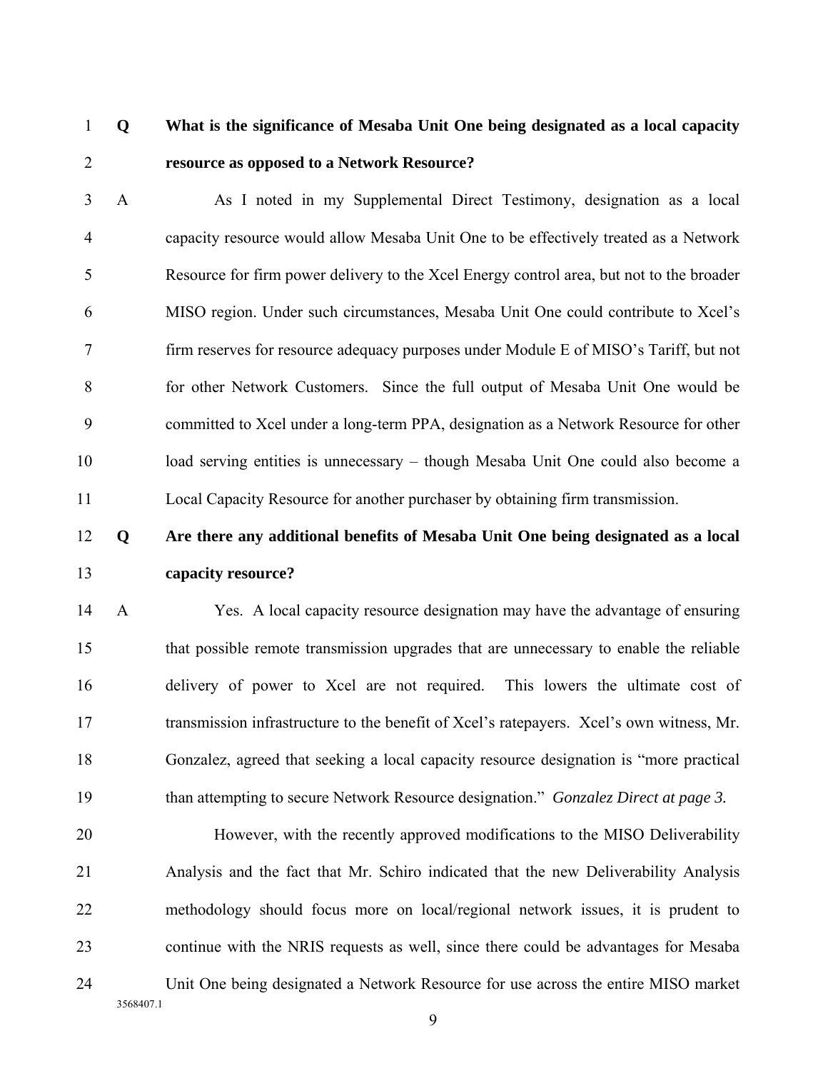**Q What is the significance of Mesaba Unit One being designated as a local capacity resource as opposed to a Network Resource?**

A As I noted in my Supplemental Direct Testimony, designation as a local capacity resource would allow Mesaba Unit One to be effectively treated as a Network Resource for firm power delivery to the Xcel Energy control area, but not to the broader MISO region. Under such circumstances, Mesaba Unit One could contribute to Xcel's firm reserves for resource adequacy purposes under Module E of MISO's Tariff, but not for other Network Customers. Since the full output of Mesaba Unit One would be committed to Xcel under a long-term PPA, designation as a Network Resource for other load serving entities is unnecessary – though Mesaba Unit One could also become a Local Capacity Resource for another purchaser by obtaining firm transmission.

**Q Are there any additional benefits of Mesaba Unit One being designated as a local capacity resource?**

A Yes. A local capacity resource designation may have the advantage of ensuring that possible remote transmission upgrades that are unnecessary to enable the reliable delivery of power to Xcel are not required. This lowers the ultimate cost of transmission infrastructure to the benefit of Xcel's ratepayers. Xcel's own witness, Mr. Gonzalez, agreed that seeking a local capacity resource designation is "more practical than attempting to secure Network Resource designation." *Gonzalez Direct at page 3.*

However, with the recently approved modifications to the MISO Deliverability Analysis and the fact that Mr. Schiro indicated that the new Deliverability Analysis methodology should focus more on local/regional network issues, it is prudent to continue with the NRIS requests as well, since there could be advantages for Mesaba Unit One being designated a Network Resource for use across the entire MISO market

3568407.1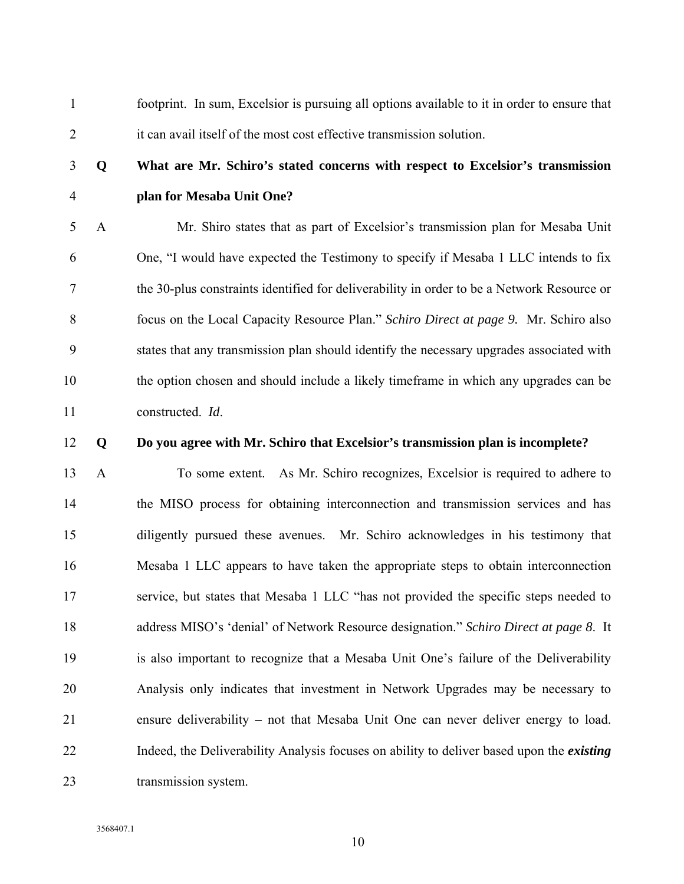footprint. In sum, Excelsior is pursuing all options available to it in order to ensure that it can avail itself of the most cost effective transmission solution.

**Q What are Mr. Schiro's stated concerns with respect to Excelsior's transmission plan for Mesaba Unit One?**

A Mr. Shiro states that as part of Excelsior's transmission plan for Mesaba Unit One, "I would have expected the Testimony to specify if Mesaba 1 LLC intends to fix the 30-plus constraints identified for deliverability in order to be a Network Resource or focus on the Local Capacity Resource Plan." *Schiro Direct at page 9.* Mr. Schiro also states that any transmission plan should identify the necessary upgrades associated with the option chosen and should include a likely timeframe in which any upgrades can be constructed. *Id*.

**Q Do you agree with Mr. Schiro that Excelsior's transmission plan is incomplete?**

A To some extent. As Mr. Schiro recognizes, Excelsior is required to adhere to the MISO process for obtaining interconnection and transmission services and has diligently pursued these avenues. Mr. Schiro acknowledges in his testimony that Mesaba 1 LLC appears to have taken the appropriate steps to obtain interconnection service, but states that Mesaba 1 LLC "has not provided the specific steps needed to address MISO's 'denial' of Network Resource designation." *Schiro Direct at page 8*. It is also important to recognize that a Mesaba Unit One's failure of the Deliverability Analysis only indicates that investment in Network Upgrades may be necessary to ensure deliverability – not that Mesaba Unit One can never deliver energy to load. Indeed, the Deliverability Analysis focuses on ability to deliver based upon the ***existing*** transmission system.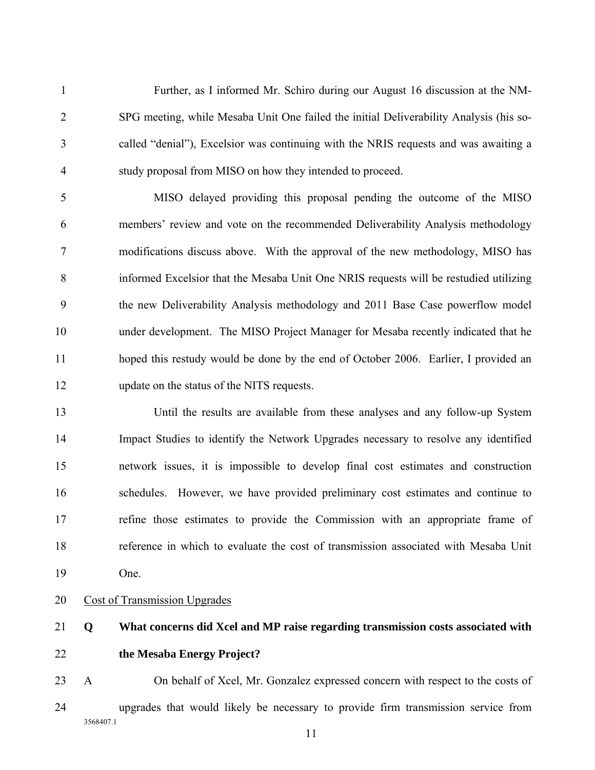Further, as I informed Mr. Schiro during our August 16 discussion at the NM-SPG meeting, while Mesaba Unit One failed the initial Deliverability Analysis (his so-called "denial"), Excelsior was continuing with the NRIS requests and was awaiting a study proposal from MISO on how they intended to proceed.

MISO delayed providing this proposal pending the outcome of the MISO members' review and vote on the recommended Deliverability Analysis methodology modifications discuss above. With the approval of the new methodology, MISO has informed Excelsior that the Mesaba Unit One NRIS requests will be restudied utilizing the new Deliverability Analysis methodology and 2011 Base Case powerflow model under development. The MISO Project Manager for Mesaba recently indicated that he hoped this restudy would be done by the end of October 2006. Earlier, I provided an update on the status of the NITS requests.

Until the results are available from these analyses and any follow-up System Impact Studies to identify the Network Upgrades necessary to resolve any identified network issues, it is impossible to develop final cost estimates and construction schedules. However, we have provided preliminary cost estimates and continue to refine those estimates to provide the Commission with an appropriate frame of reference in which to evaluate the cost of transmission associated with Mesaba Unit One.

<u>Cost of Transmission Upgrades</u>

**Q What concerns did Xcel and MP raise regarding transmission costs associated with the Mesaba Energy Project?**

A On behalf of Xcel, Mr. Gonzalez expressed concern with respect to the costs of upgrades that would likely be necessary to provide firm transmission service from

3568407.1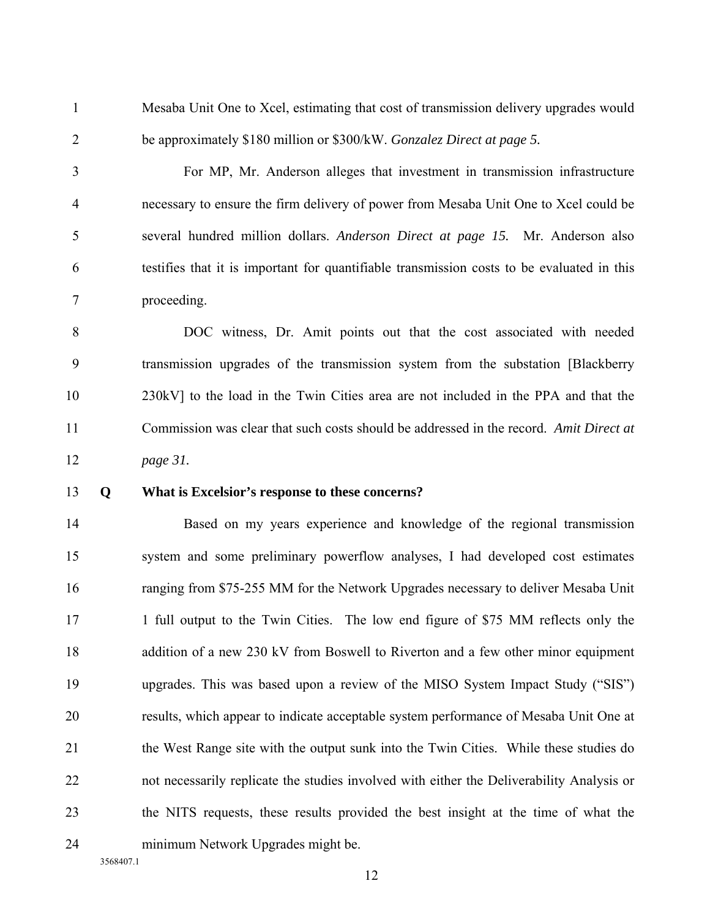Mesaba Unit One to Xcel, estimating that cost of transmission delivery upgrades would be approximately \$180 million or \$300/kW. *Gonzalez Direct at page 5.*

For MP, Mr. Anderson alleges that investment in transmission infrastructure necessary to ensure the firm delivery of power from Mesaba Unit One to Xcel could be several hundred million dollars. *Anderson Direct at page 15.* Mr. Anderson also testifies that it is important for quantifiable transmission costs to be evaluated in this proceeding.

DOC witness, Dr. Amit points out that the cost associated with needed transmission upgrades of the transmission system from the substation [Blackberry 230kV] to the load in the Twin Cities area are not included in the PPA and that the Commission was clear that such costs should be addressed in the record. *Amit Direct at page 31.*

**Q What is Excelsior's response to these concerns?**

Based on my years experience and knowledge of the regional transmission system and some preliminary powerflow analyses, I had developed cost estimates ranging from \$75-255 MM for the Network Upgrades necessary to deliver Mesaba Unit 1 full output to the Twin Cities. The low end figure of \$75 MM reflects only the addition of a new 230 kV from Boswell to Riverton and a few other minor equipment upgrades. This was based upon a review of the MISO System Impact Study ("SIS") results, which appear to indicate acceptable system performance of Mesaba Unit One at the West Range site with the output sunk into the Twin Cities. While these studies do not necessarily replicate the studies involved with either the Deliverability Analysis or the NITS requests, these results provided the best insight at the time of what the minimum Network Upgrades might be.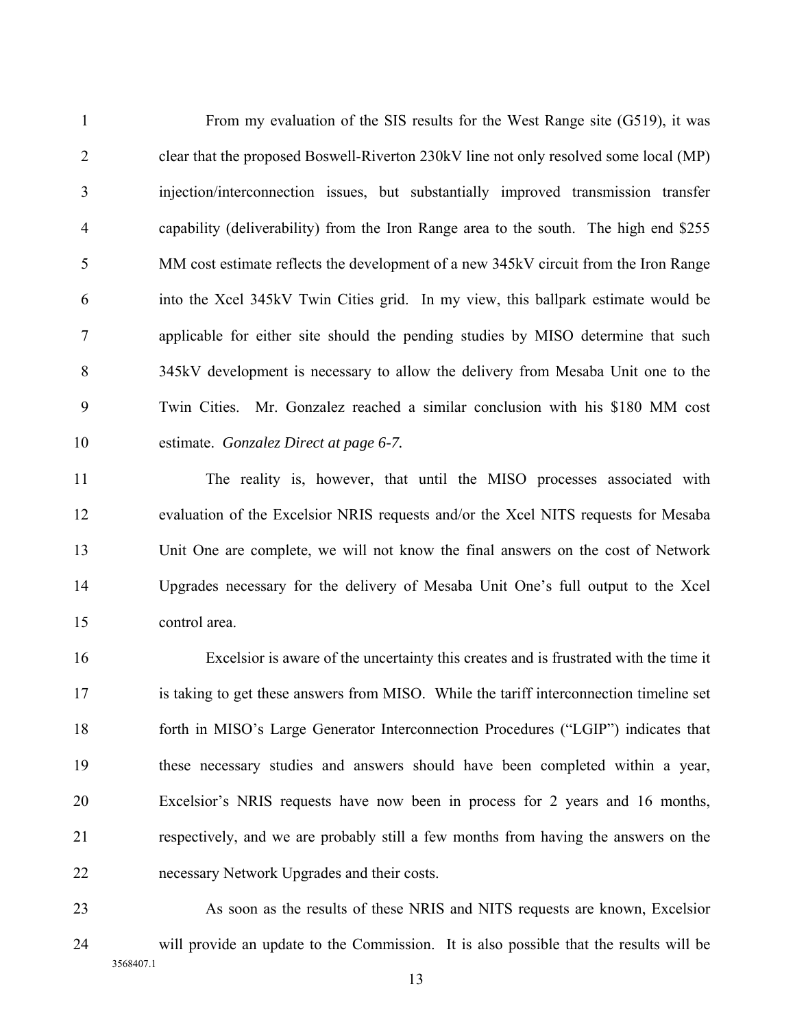From my evaluation of the SIS results for the West Range site (G519), it was clear that the proposed Boswell-Riverton 230kV line not only resolved some local (MP) injection/interconnection issues, but substantially improved transmission transfer capability (deliverability) from the Iron Range area to the south. The high end $255 MM cost estimate reflects the development of a new 345kV circuit from the Iron Range into the Xcel 345kV Twin Cities grid. In my view, this ballpark estimate would be applicable for either site should the pending studies by MISO determine that such 345kV development is necessary to allow the delivery from Mesaba Unit one to the Twin Cities. Mr. Gonzalez reached a similar conclusion with his $180 MM cost estimate. *Gonzalez Direct at page 6-7.*

The reality is, however, that until the MISO processes associated with evaluation of the Excelsior NRIS requests and/or the Xcel NITS requests for Mesaba Unit One are complete, we will not know the final answers on the cost of Network Upgrades necessary for the delivery of Mesaba Unit One's full output to the Xcel control area.

Excelsior is aware of the uncertainty this creates and is frustrated with the time it is taking to get these answers from MISO. While the tariff interconnection timeline set forth in MISO's Large Generator Interconnection Procedures ("LGIP") indicates that these necessary studies and answers should have been completed within a year, Excelsior's NRIS requests have now been in process for 2 years and 16 months, respectively, and we are probably still a few months from having the answers on the necessary Network Upgrades and their costs.

As soon as the results of these NRIS and NITS requests are known, Excelsior will provide an update to the Commission. It is also possible that the results will be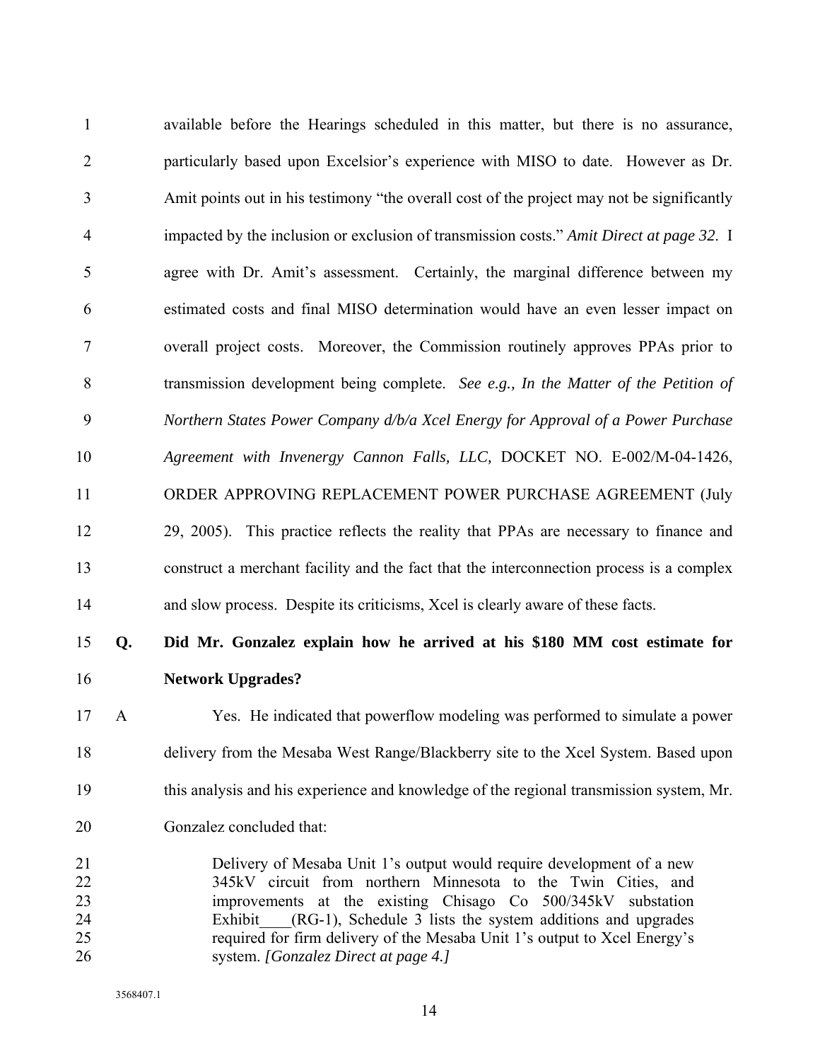available before the Hearings scheduled in this matter, but there is no assurance, particularly based upon Excelsior's experience with MISO to date. However as Dr. Amit points out in his testimony "the overall cost of the project may not be significantly impacted by the inclusion or exclusion of transmission costs." *Amit Direct at page 32.* I agree with Dr. Amit's assessment. Certainly, the marginal difference between my estimated costs and final MISO determination would have an even lesser impact on overall project costs. Moreover, the Commission routinely approves PPAs prior to transmission development being complete. *See e.g., In the Matter of the Petition of Northern States Power Company d/b/a Xcel Energy for Approval of a Power Purchase Agreement with Invenergy Cannon Falls, LLC,* DOCKET NO. E-002/M-04-1426, ORDER APPROVING REPLACEMENT POWER PURCHASE AGREEMENT (July 29, 2005). This practice reflects the reality that PPAs are necessary to finance and construct a merchant facility and the fact that the interconnection process is a complex and slow process. Despite its criticisms, Xcel is clearly aware of these facts.

**Q. Did Mr. Gonzalez explain how he arrived at his $180 MM cost estimate for Network Upgrades?**

A Yes. He indicated that powerflow modeling was performed to simulate a power delivery from the Mesaba West Range/Blackberry site to the Xcel System. Based upon this analysis and his experience and knowledge of the regional transmission system, Mr. Gonzalez concluded that:

> Delivery of Mesaba Unit 1's output would require development of a new 345kV circuit from northern Minnesota to the Twin Cities, and improvements at the existing Chisago Co 500/345kV substation Exhibit____(RG-1), Schedule 3 lists the system additions and upgrades required for firm delivery of the Mesaba Unit 1's output to Xcel Energy's system. *[Gonzalez Direct at page 4.]*

3568407.1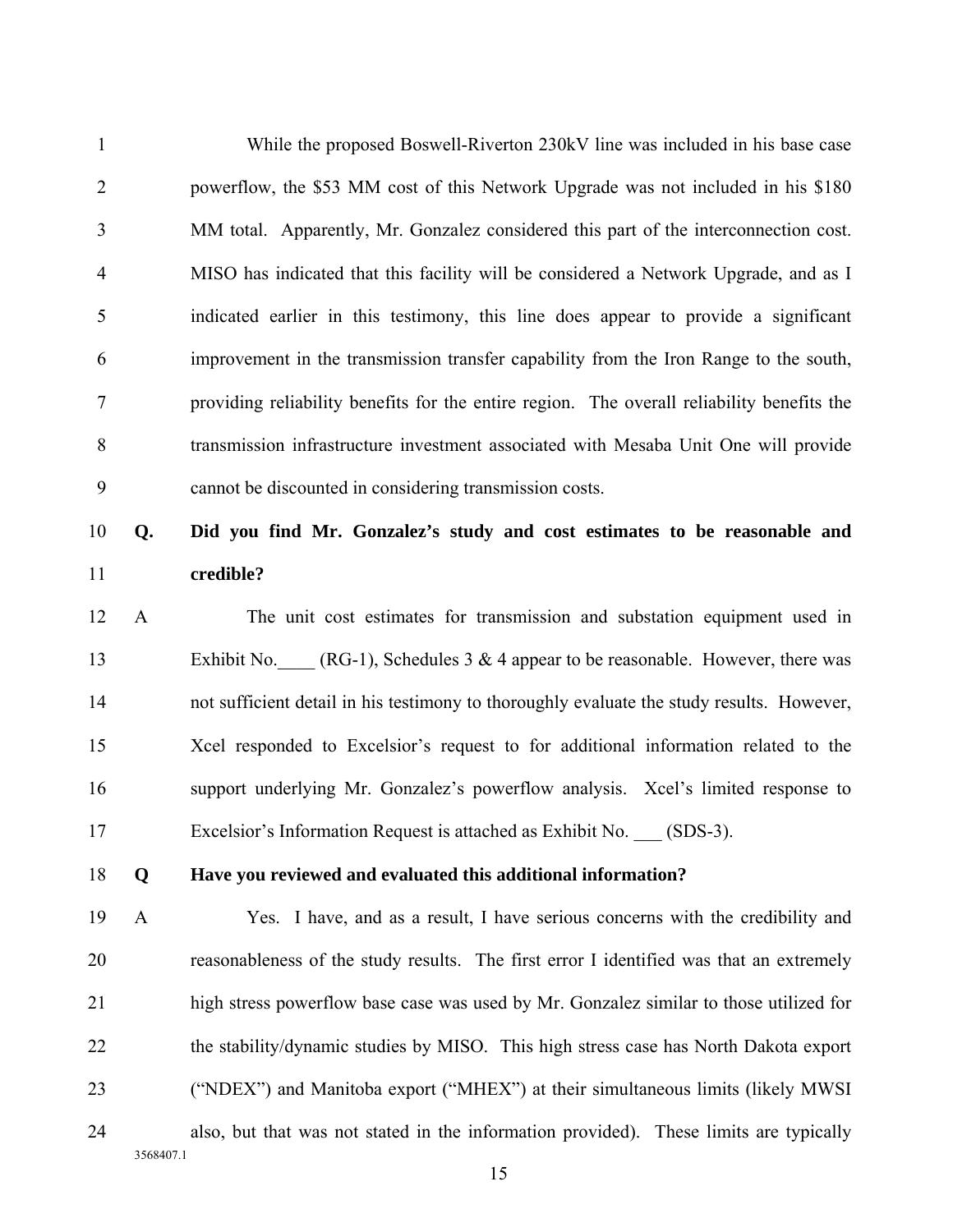While the proposed Boswell-Riverton 230kV line was included in his base case powerflow, the $53 MM cost of this Network Upgrade was not included in his $180 MM total. Apparently, Mr. Gonzalez considered this part of the interconnection cost. MISO has indicated that this facility will be considered a Network Upgrade, and as I indicated earlier in this testimony, this line does appear to provide a significant improvement in the transmission transfer capability from the Iron Range to the south, providing reliability benefits for the entire region. The overall reliability benefits the transmission infrastructure investment associated with Mesaba Unit One will provide cannot be discounted in considering transmission costs.

**Q. Did you find Mr. Gonzalez's study and cost estimates to be reasonable and credible?**

A The unit cost estimates for transmission and substation equipment used in Exhibit No.____ (RG-1), Schedules 3 & 4 appear to be reasonable. However, there was not sufficient detail in his testimony to thoroughly evaluate the study results. However, Xcel responded to Excelsior's request to for additional information related to the support underlying Mr. Gonzalez's powerflow analysis. Xcel's limited response to Excelsior's Information Request is attached as Exhibit No. ___ (SDS-3).

**Q Have you reviewed and evaluated this additional information?**

A Yes. I have, and as a result, I have serious concerns with the credibility and reasonableness of the study results. The first error I identified was that an extremely high stress powerflow base case was used by Mr. Gonzalez similar to those utilized for the stability/dynamic studies by MISO. This high stress case has North Dakota export ("NDEX") and Manitoba export ("MHEX") at their simultaneous limits (likely MWSI also, but that was not stated in the information provided). These limits are typically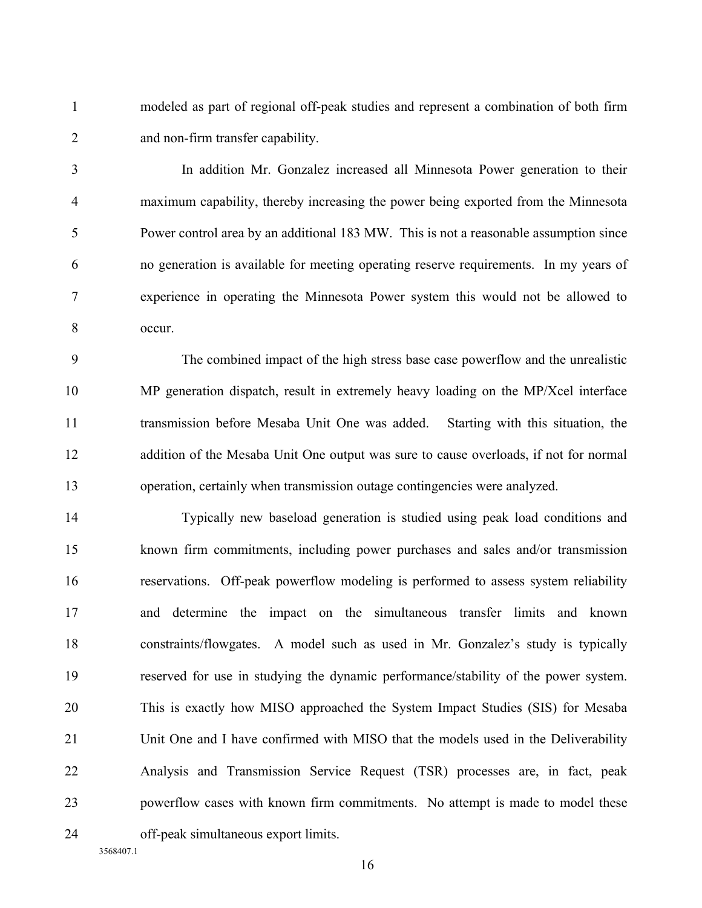modeled as part of regional off-peak studies and represent a combination of both firm and non-firm transfer capability.

In addition Mr. Gonzalez increased all Minnesota Power generation to their maximum capability, thereby increasing the power being exported from the Minnesota Power control area by an additional 183 MW. This is not a reasonable assumption since no generation is available for meeting operating reserve requirements. In my years of experience in operating the Minnesota Power system this would not be allowed to occur.

The combined impact of the high stress base case powerflow and the unrealistic MP generation dispatch, result in extremely heavy loading on the MP/Xcel interface transmission before Mesaba Unit One was added. Starting with this situation, the addition of the Mesaba Unit One output was sure to cause overloads, if not for normal operation, certainly when transmission outage contingencies were analyzed.

Typically new baseload generation is studied using peak load conditions and known firm commitments, including power purchases and sales and/or transmission reservations. Off-peak powerflow modeling is performed to assess system reliability and determine the impact on the simultaneous transfer limits and known constraints/flowgates. A model such as used in Mr. Gonzalez's study is typically reserved for use in studying the dynamic performance/stability of the power system. This is exactly how MISO approached the System Impact Studies (SIS) for Mesaba Unit One and I have confirmed with MISO that the models used in the Deliverability Analysis and Transmission Service Request (TSR) processes are, in fact, peak powerflow cases with known firm commitments. No attempt is made to model these off-peak simultaneous export limits.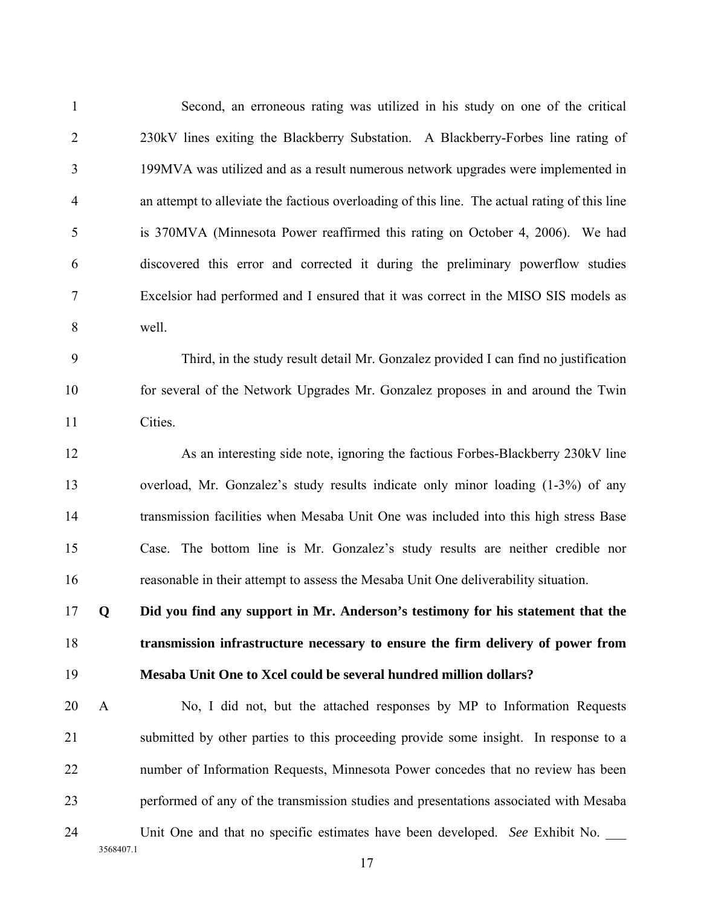Second, an erroneous rating was utilized in his study on one of the critical 230kV lines exiting the Blackberry Substation. A Blackberry-Forbes line rating of 199MVA was utilized and as a result numerous network upgrades were implemented in an attempt to alleviate the factious overloading of this line. The actual rating of this line is 370MVA (Minnesota Power reaffirmed this rating on October 4, 2006). We had discovered this error and corrected it during the preliminary powerflow studies Excelsior had performed and I ensured that it was correct in the MISO SIS models as well.

Third, in the study result detail Mr. Gonzalez provided I can find no justification for several of the Network Upgrades Mr. Gonzalez proposes in and around the Twin Cities.

As an interesting side note, ignoring the factious Forbes-Blackberry 230kV line overload, Mr. Gonzalez's study results indicate only minor loading (1-3%) of any transmission facilities when Mesaba Unit One was included into this high stress Base Case. The bottom line is Mr. Gonzalez's study results are neither credible nor reasonable in their attempt to assess the Mesaba Unit One deliverability situation.

**Q Did you find any support in Mr. Anderson's testimony for his statement that the transmission infrastructure necessary to ensure the firm delivery of power from Mesaba Unit One to Xcel could be several hundred million dollars?**

A No, I did not, but the attached responses by MP to Information Requests submitted by other parties to this proceeding provide some insight. In response to a number of Information Requests, Minnesota Power concedes that no review has been performed of any of the transmission studies and presentations associated with Mesaba Unit One and that no specific estimates have been developed. *See* Exhibit No. ___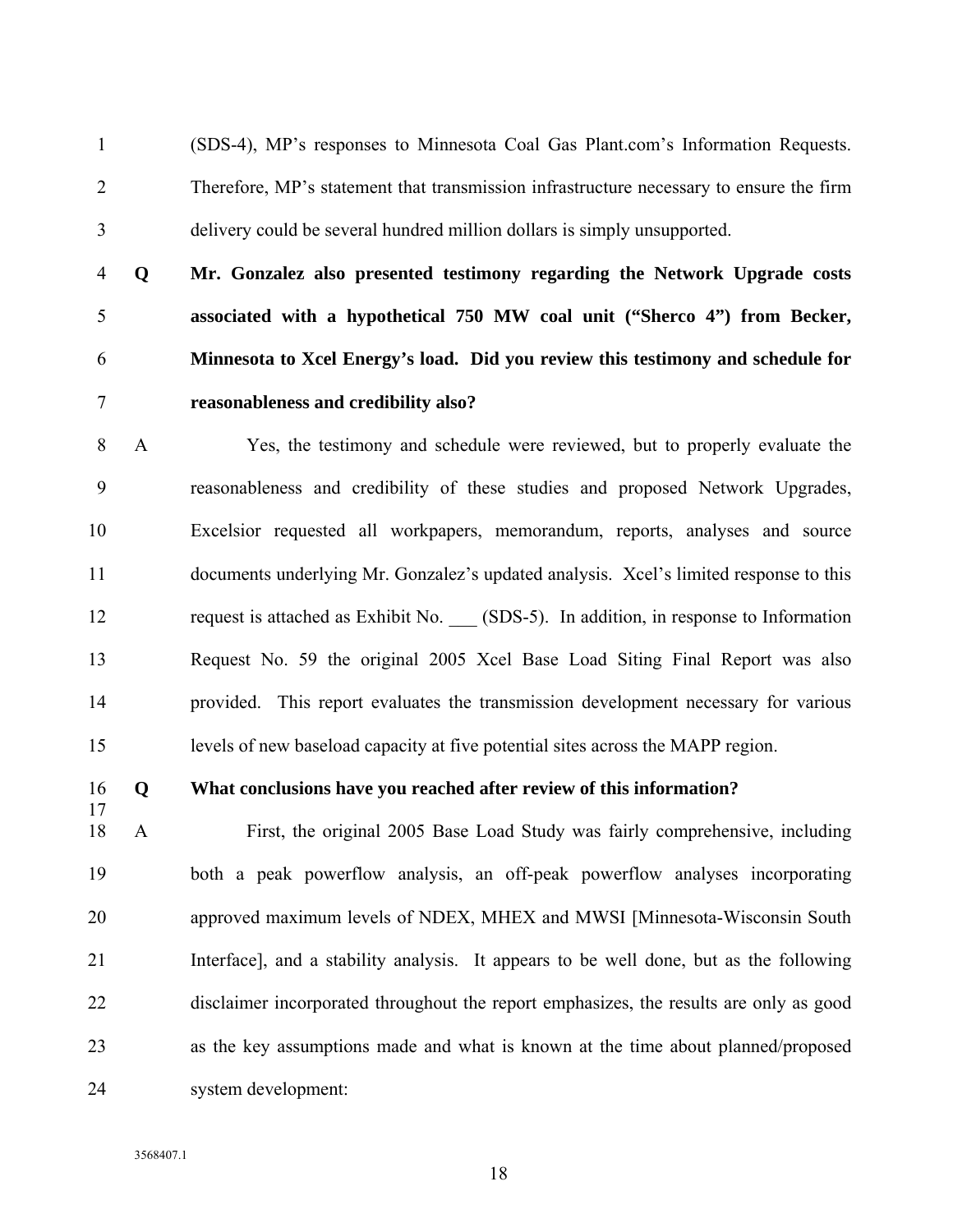(SDS-4), MP's responses to Minnesota Coal Gas Plant.com's Information Requests. Therefore, MP's statement that transmission infrastructure necessary to ensure the firm delivery could be several hundred million dollars is simply unsupported.

**Q Mr. Gonzalez also presented testimony regarding the Network Upgrade costs associated with a hypothetical 750 MW coal unit ("Sherco 4") from Becker, Minnesota to Xcel Energy's load. Did you review this testimony and schedule for reasonableness and credibility also?**

A Yes, the testimony and schedule were reviewed, but to properly evaluate the reasonableness and credibility of these studies and proposed Network Upgrades, Excelsior requested all workpapers, memorandum, reports, analyses and source documents underlying Mr. Gonzalez's updated analysis. Xcel's limited response to this request is attached as Exhibit No. ___ (SDS-5). In addition, in response to Information Request No. 59 the original 2005 Xcel Base Load Siting Final Report was also provided. This report evaluates the transmission development necessary for various levels of new baseload capacity at five potential sites across the MAPP region.

**Q What conclusions have you reached after review of this information?**

A First, the original 2005 Base Load Study was fairly comprehensive, including both a peak powerflow analysis, an off-peak powerflow analyses incorporating approved maximum levels of NDEX, MHEX and MWSI [Minnesota-Wisconsin South Interface], and a stability analysis. It appears to be well done, but as the following disclaimer incorporated throughout the report emphasizes, the results are only as good as the key assumptions made and what is known at the time about planned/proposed system development:

3568407.1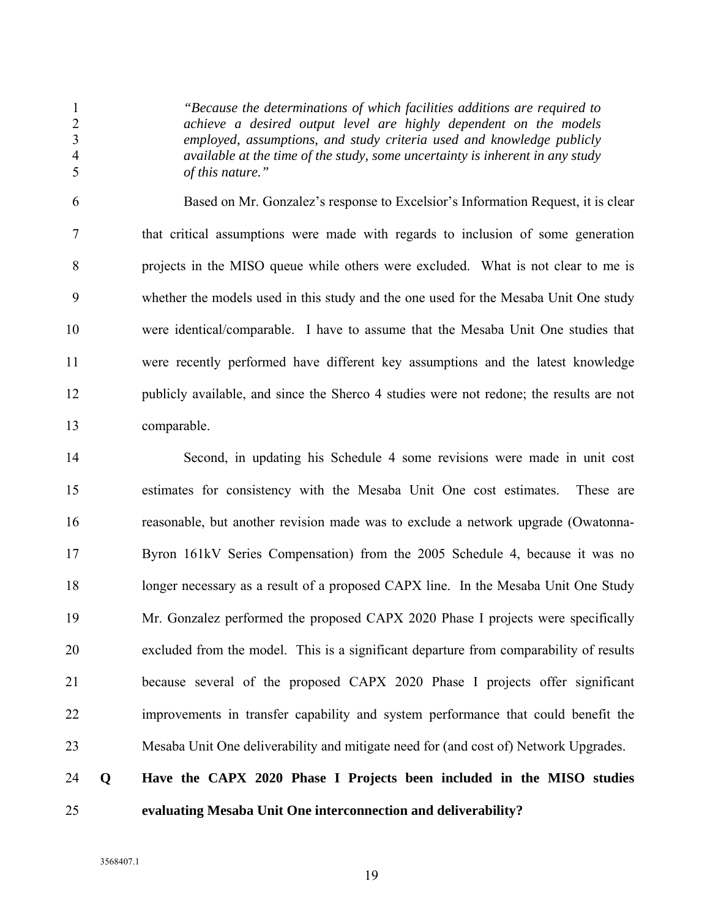> *"Because the determinations of which facilities additions are required to achieve a desired output level are highly dependent on the models employed, assumptions, and study criteria used and knowledge publicly available at the time of the study, some uncertainty is inherent in any study of this nature."*

Based on Mr. Gonzalez's response to Excelsior's Information Request, it is clear that critical assumptions were made with regards to inclusion of some generation projects in the MISO queue while others were excluded. What is not clear to me is whether the models used in this study and the one used for the Mesaba Unit One study were identical/comparable. I have to assume that the Mesaba Unit One studies that were recently performed have different key assumptions and the latest knowledge publicly available, and since the Sherco 4 studies were not redone; the results are not comparable.

Second, in updating his Schedule 4 some revisions were made in unit cost estimates for consistency with the Mesaba Unit One cost estimates. These are reasonable, but another revision made was to exclude a network upgrade (Owatonna-Byron 161kV Series Compensation) from the 2005 Schedule 4, because it was no longer necessary as a result of a proposed CAPX line. In the Mesaba Unit One Study Mr. Gonzalez performed the proposed CAPX 2020 Phase I projects were specifically excluded from the model. This is a significant departure from comparability of results because several of the proposed CAPX 2020 Phase I projects offer significant improvements in transfer capability and system performance that could benefit the Mesaba Unit One deliverability and mitigate need for (and cost of) Network Upgrades.

**Q Have the CAPX 2020 Phase I Projects been included in the MISO studies evaluating Mesaba Unit One interconnection and deliverability?**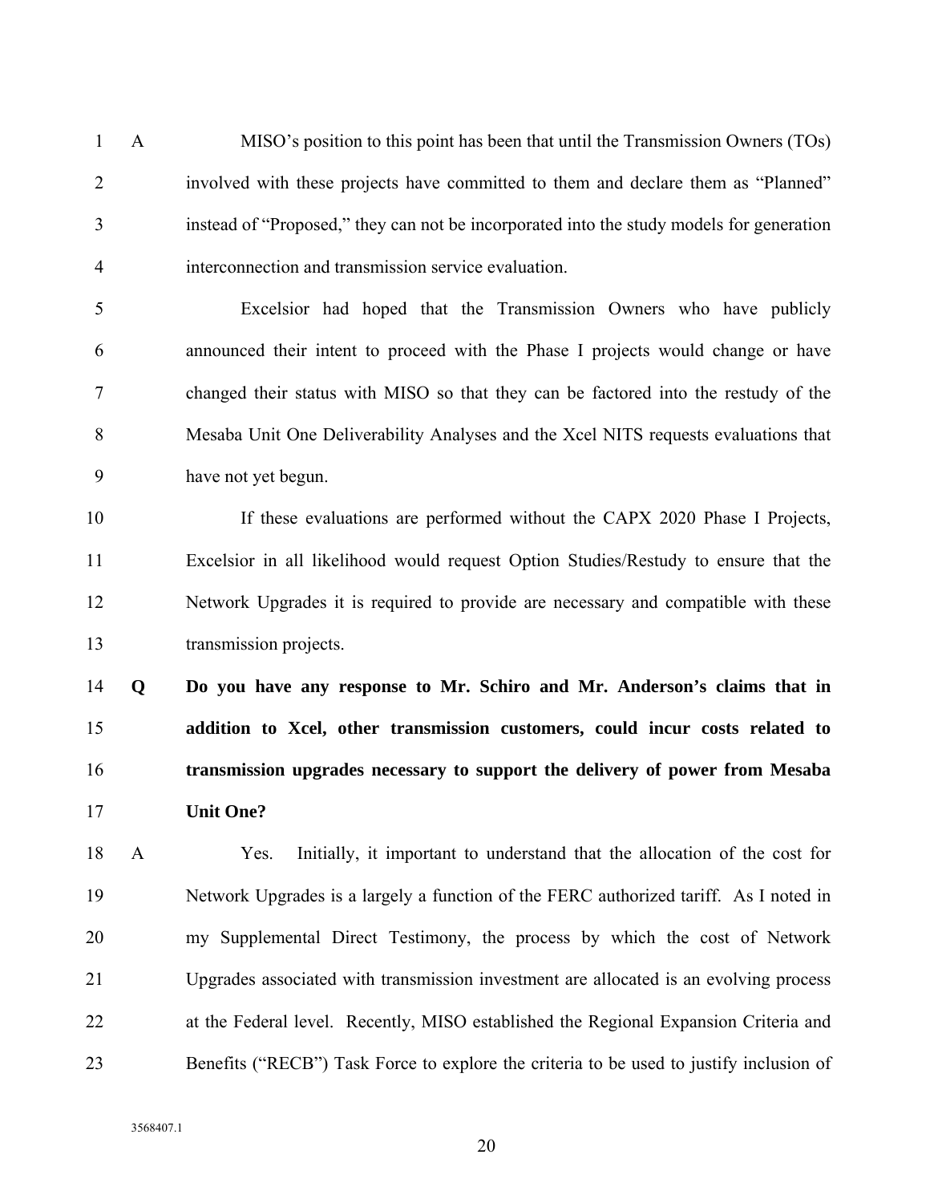A MISO's position to this point has been that until the Transmission Owners (TOs) involved with these projects have committed to them and declare them as "Planned" instead of "Proposed," they can not be incorporated into the study models for generation interconnection and transmission service evaluation.

Excelsior had hoped that the Transmission Owners who have publicly announced their intent to proceed with the Phase I projects would change or have changed their status with MISO so that they can be factored into the restudy of the Mesaba Unit One Deliverability Analyses and the Xcel NITS requests evaluations that have not yet begun.

If these evaluations are performed without the CAPX 2020 Phase I Projects, Excelsior in all likelihood would request Option Studies/Restudy to ensure that the Network Upgrades it is required to provide are necessary and compatible with these transmission projects.

**Q Do you have any response to Mr. Schiro and Mr. Anderson's claims that in addition to Xcel, other transmission customers, could incur costs related to transmission upgrades necessary to support the delivery of power from Mesaba Unit One?**

A Yes. Initially, it important to understand that the allocation of the cost for Network Upgrades is a largely a function of the FERC authorized tariff. As I noted in my Supplemental Direct Testimony, the process by which the cost of Network Upgrades associated with transmission investment are allocated is an evolving process at the Federal level. Recently, MISO established the Regional Expansion Criteria and Benefits ("RECB") Task Force to explore the criteria to be used to justify inclusion of

3568407.1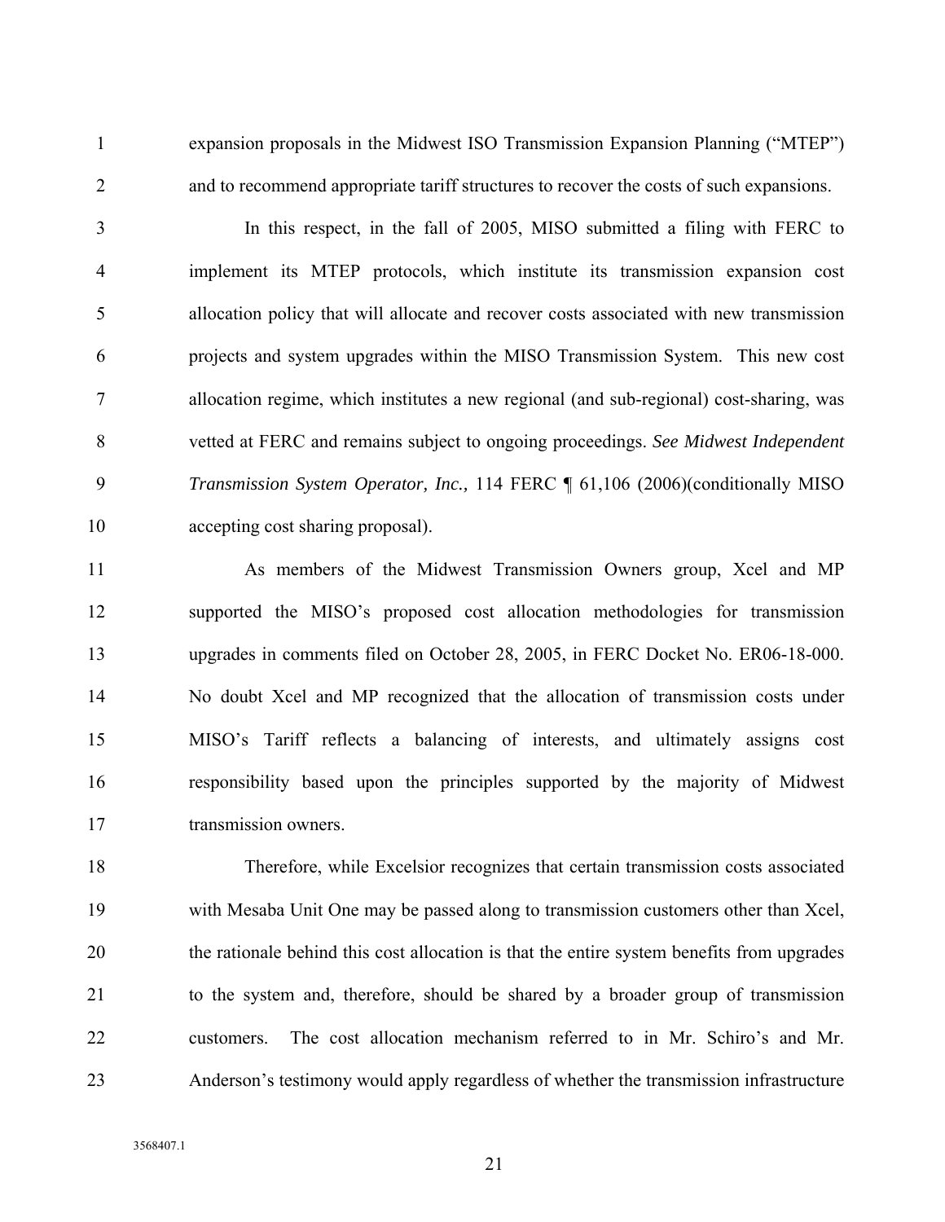expansion proposals in the Midwest ISO Transmission Expansion Planning ("MTEP") and to recommend appropriate tariff structures to recover the costs of such expansions.

In this respect, in the fall of 2005, MISO submitted a filing with FERC to implement its MTEP protocols, which institute its transmission expansion cost allocation policy that will allocate and recover costs associated with new transmission projects and system upgrades within the MISO Transmission System. This new cost allocation regime, which institutes a new regional (and sub-regional) cost-sharing, was vetted at FERC and remains subject to ongoing proceedings. *See Midwest Independent Transmission System Operator, Inc.,* 114 FERC ¶ 61,106 (2006)(conditionally MISO accepting cost sharing proposal).

As members of the Midwest Transmission Owners group, Xcel and MP supported the MISO's proposed cost allocation methodologies for transmission upgrades in comments filed on October 28, 2005, in FERC Docket No. ER06-18-000. No doubt Xcel and MP recognized that the allocation of transmission costs under MISO's Tariff reflects a balancing of interests, and ultimately assigns cost responsibility based upon the principles supported by the majority of Midwest transmission owners.

Therefore, while Excelsior recognizes that certain transmission costs associated with Mesaba Unit One may be passed along to transmission customers other than Xcel, the rationale behind this cost allocation is that the entire system benefits from upgrades to the system and, therefore, should be shared by a broader group of transmission customers. The cost allocation mechanism referred to in Mr. Schiro's and Mr. Anderson's testimony would apply regardless of whether the transmission infrastructure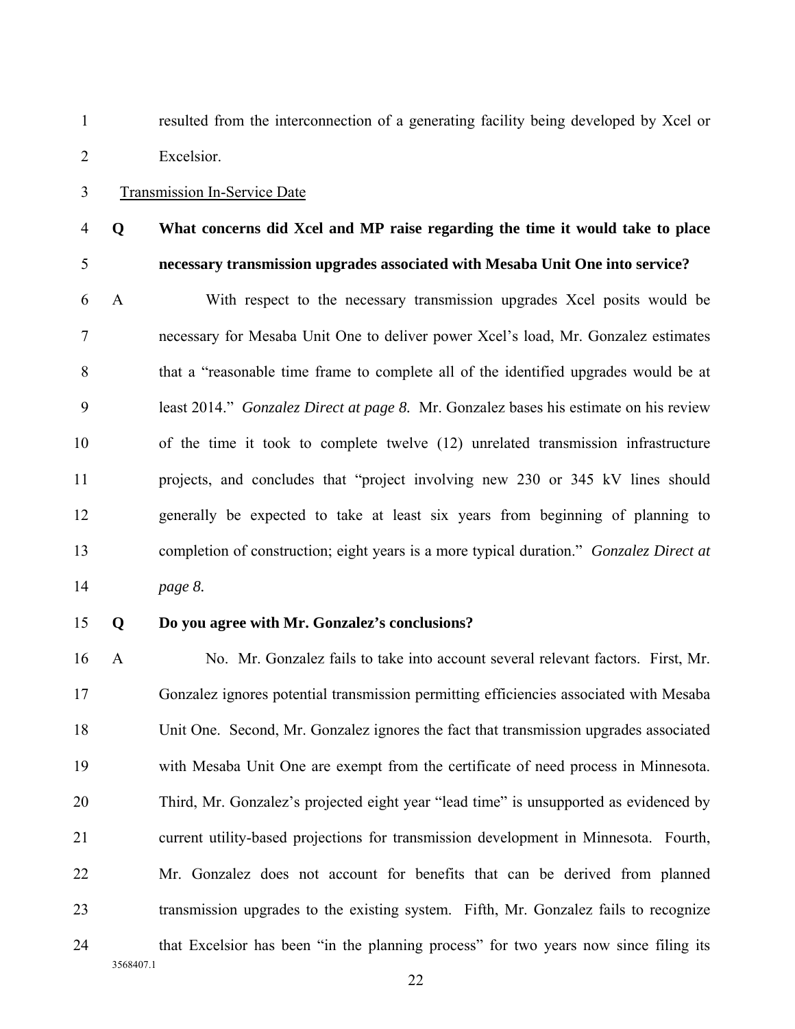resulted from the interconnection of a generating facility being developed by Xcel or Excelsior.

Transmission In-Service Date

**Q What concerns did Xcel and MP raise regarding the time it would take to place necessary transmission upgrades associated with Mesaba Unit One into service?**

A With respect to the necessary transmission upgrades Xcel posits would be necessary for Mesaba Unit One to deliver power Xcel's load, Mr. Gonzalez estimates that a "reasonable time frame to complete all of the identified upgrades would be at least 2014." *Gonzalez Direct at page 8.* Mr. Gonzalez bases his estimate on his review of the time it took to complete twelve (12) unrelated transmission infrastructure projects, and concludes that "project involving new 230 or 345 kV lines should generally be expected to take at least six years from beginning of planning to completion of construction; eight years is a more typical duration." *Gonzalez Direct at page 8.*

**Q Do you agree with Mr. Gonzalez's conclusions?**

A No. Mr. Gonzalez fails to take into account several relevant factors. First, Mr. Gonzalez ignores potential transmission permitting efficiencies associated with Mesaba Unit One. Second, Mr. Gonzalez ignores the fact that transmission upgrades associated with Mesaba Unit One are exempt from the certificate of need process in Minnesota. Third, Mr. Gonzalez's projected eight year "lead time" is unsupported as evidenced by current utility-based projections for transmission development in Minnesota. Fourth, Mr. Gonzalez does not account for benefits that can be derived from planned transmission upgrades to the existing system. Fifth, Mr. Gonzalez fails to recognize that Excelsior has been "in the planning process" for two years now since filing its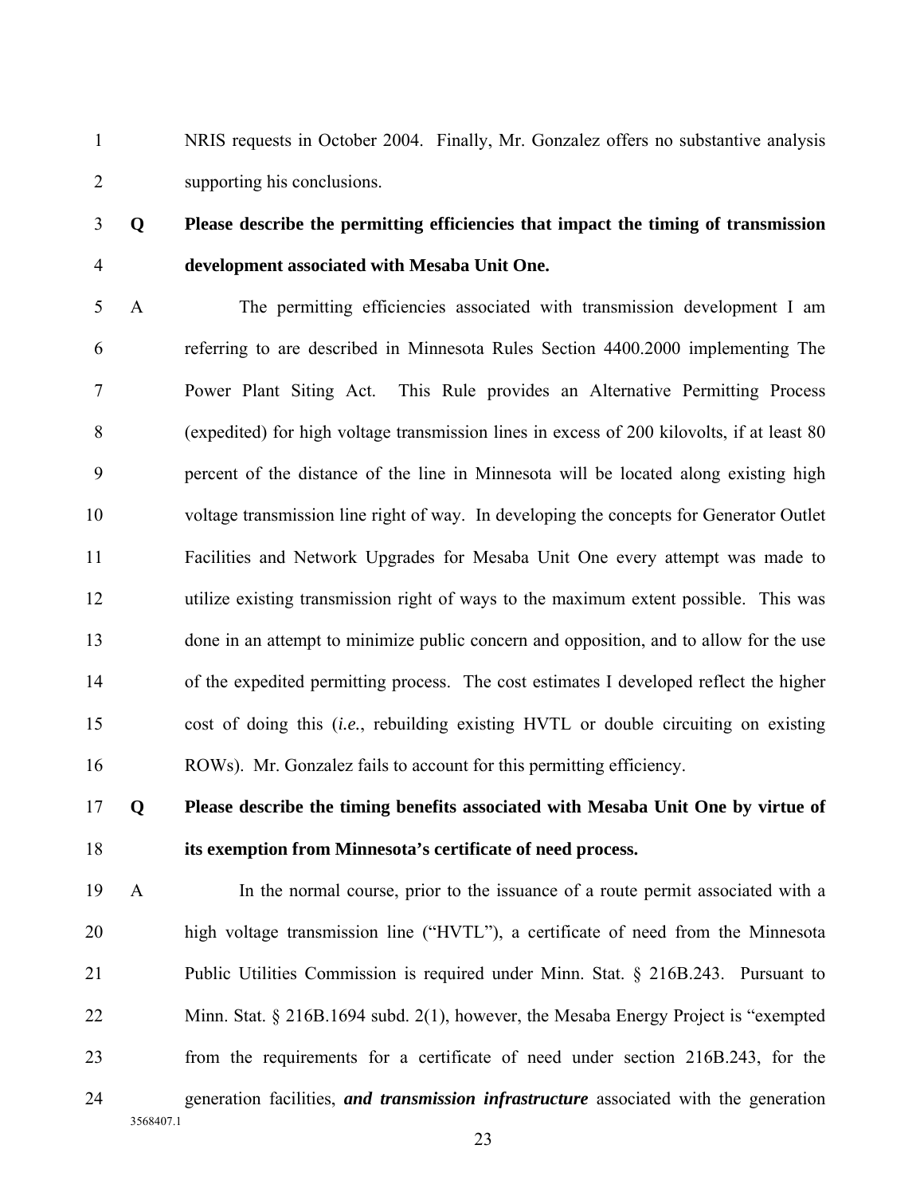NRIS requests in October 2004. Finally, Mr. Gonzalez offers no substantive analysis supporting his conclusions.

**Q Please describe the permitting efficiencies that impact the timing of transmission development associated with Mesaba Unit One.**

A The permitting efficiencies associated with transmission development I am referring to are described in Minnesota Rules Section 4400.2000 implementing The Power Plant Siting Act. This Rule provides an Alternative Permitting Process (expedited) for high voltage transmission lines in excess of 200 kilovolts, if at least 80 percent of the distance of the line in Minnesota will be located along existing high voltage transmission line right of way. In developing the concepts for Generator Outlet Facilities and Network Upgrades for Mesaba Unit One every attempt was made to utilize existing transmission right of ways to the maximum extent possible. This was done in an attempt to minimize public concern and opposition, and to allow for the use of the expedited permitting process. The cost estimates I developed reflect the higher cost of doing this (*i.e.*, rebuilding existing HVTL or double circuiting on existing ROWs). Mr. Gonzalez fails to account for this permitting efficiency.

**Q Please describe the timing benefits associated with Mesaba Unit One by virtue of its exemption from Minnesota's certificate of need process.**

A In the normal course, prior to the issuance of a route permit associated with a high voltage transmission line ("HVTL"), a certificate of need from the Minnesota Public Utilities Commission is required under Minn. Stat. § 216B.243. Pursuant to Minn. Stat. § 216B.1694 subd. 2(1), however, the Mesaba Energy Project is "exempted from the requirements for a certificate of need under section 216B.243, for the generation facilities, ***and transmission infrastructure*** associated with the generation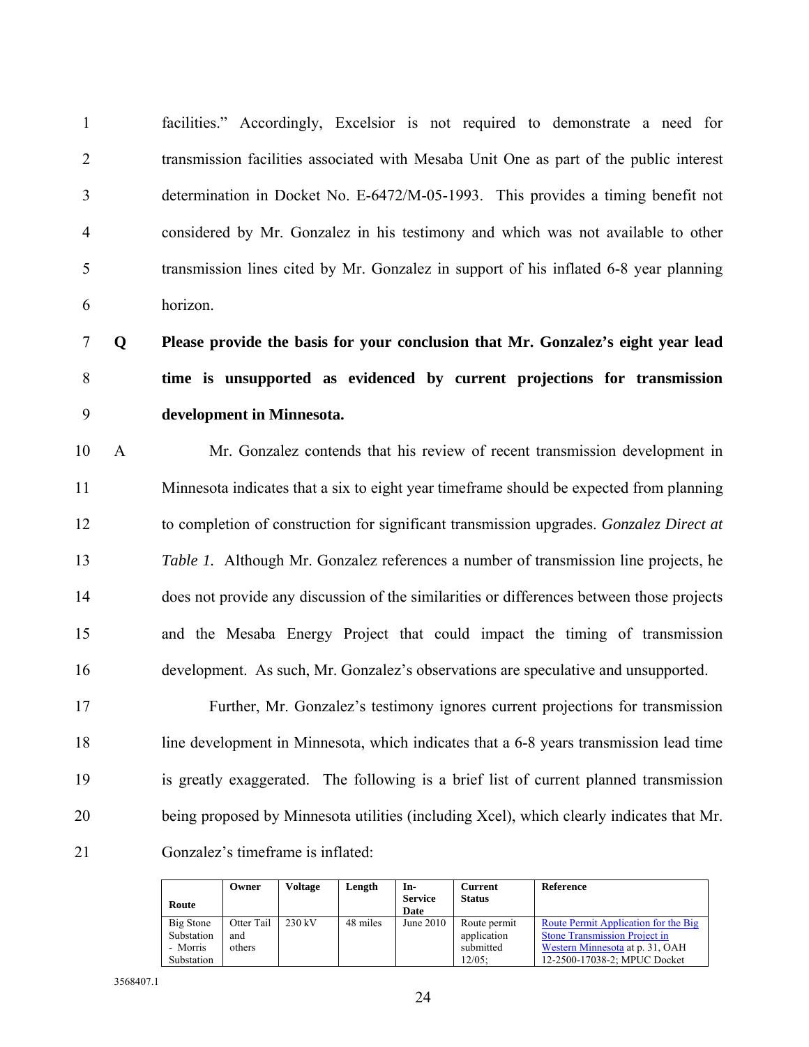facilities." Accordingly, Excelsior is not required to demonstrate a need for transmission facilities associated with Mesaba Unit One as part of the public interest determination in Docket No. E-6472/M-05-1993. This provides a timing benefit not considered by Mr. Gonzalez in his testimony and which was not available to other transmission lines cited by Mr. Gonzalez in support of his inflated 6-8 year planning horizon.

**Q Please provide the basis for your conclusion that Mr. Gonzalez's eight year lead time is unsupported as evidenced by current projections for transmission development in Minnesota.**

A Mr. Gonzalez contends that his review of recent transmission development in Minnesota indicates that a six to eight year timeframe should be expected from planning to completion of construction for significant transmission upgrades. *Gonzalez Direct at Table 1.* Although Mr. Gonzalez references a number of transmission line projects, he does not provide any discussion of the similarities or differences between those projects and the Mesaba Energy Project that could impact the timing of transmission development. As such, Mr. Gonzalez's observations are speculative and unsupported.

Further, Mr. Gonzalez's testimony ignores current projections for transmission line development in Minnesota, which indicates that a 6-8 years transmission lead time is greatly exaggerated. The following is a brief list of current planned transmission being proposed by Minnesota utilities (including Xcel), which clearly indicates that Mr. Gonzalez's timeframe is inflated:

| Route | Owner | Voltage | Length | In-Service Date | Current Status | Reference |
|---|---|---|---|---|---|---|
| Big Stone Substation - Morris Substation | Otter Tail and others | 230 kV | 48 miles | June 2010 | Route permit application submitted 12/05; | Route Permit Application for the Big Stone Transmission Project in Western Minnesota at p. 31, OAH 12-2500-17038-2; MPUC Docket |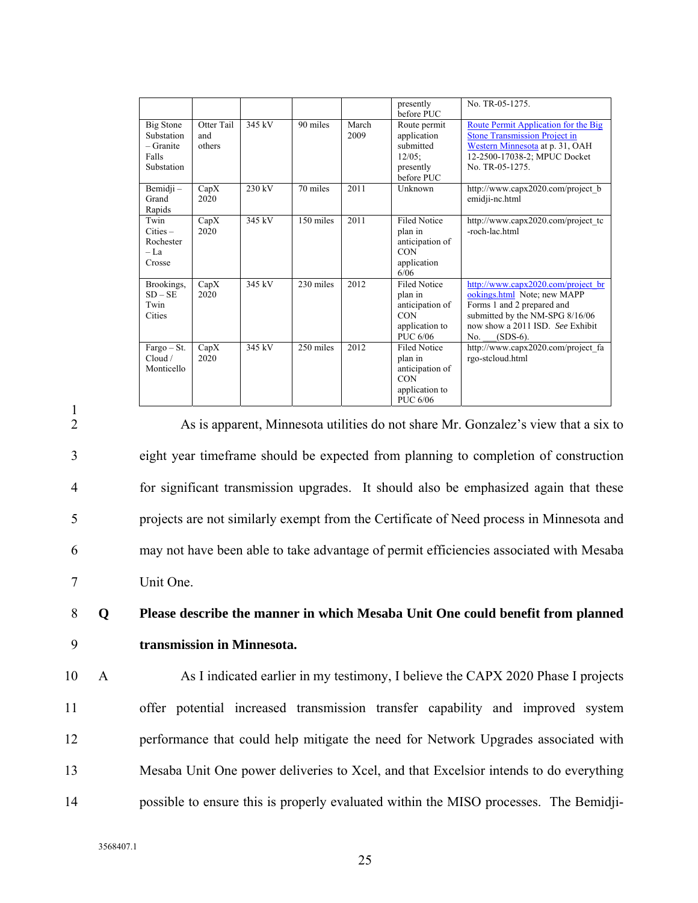|  |  |  |  |  | presently before PUC | No. TR-05-1275. |
|---|---|---|---|---|---|---|
| Big Stone Substation – Granite Falls Substation | Otter Tail and others | 345 kV | 90 miles | March 2009 | Route permit application submitted 12/05; presently before PUC | Route Permit Application for the Big Stone Transmission Project in Western Minnesota at p. 31, OAH 12-2500-17038-2; MPUC Docket No. TR-05-1275. |
| Bemidji – Grand Rapids | CapX 2020 | 230 kV | 70 miles | 2011 | Unknown | http://www.capx2020.com/project_bemidji-nc.html |
| Twin Cities – Rochester – La Crosse | CapX 2020 | 345 kV | 150 miles | 2011 | Filed Notice plan in anticipation of CON application 6/06 | http://www.capx2020.com/project_tc-roch-lac.html |
| Brookings, SD – SE Twin Cities | CapX 2020 | 345 kV | 230 miles | 2012 | Filed Notice plan in anticipation of CON application to PUC 6/06 | http://www.capx2020.com/project_brookings.html Note; new MAPP Forms 1 and 2 prepared and submitted by the NM-SPG 8/16/06 now show a 2011 ISD. *See* Exhibit No. ___(SDS-6). |
| Fargo – St. Cloud / Monticello | CapX 2020 | 345 kV | 250 miles | 2012 | Filed Notice plan in anticipation of CON application to PUC 6/06 | http://www.capx2020.com/project_fargo-stcloud.html |

As is apparent, Minnesota utilities do not share Mr. Gonzalez's view that a six to eight year timeframe should be expected from planning to completion of construction for significant transmission upgrades. It should also be emphasized again that these projects are not similarly exempt from the Certificate of Need process in Minnesota and may not have been able to take advantage of permit efficiencies associated with Mesaba Unit One.

**Q Please describe the manner in which Mesaba Unit One could benefit from planned transmission in Minnesota.**

A As I indicated earlier in my testimony, I believe the CAPX 2020 Phase I projects offer potential increased transmission transfer capability and improved system performance that could help mitigate the need for Network Upgrades associated with Mesaba Unit One power deliveries to Xcel, and that Excelsior intends to do everything possible to ensure this is properly evaluated within the MISO processes. The Bemidji-

3568407.1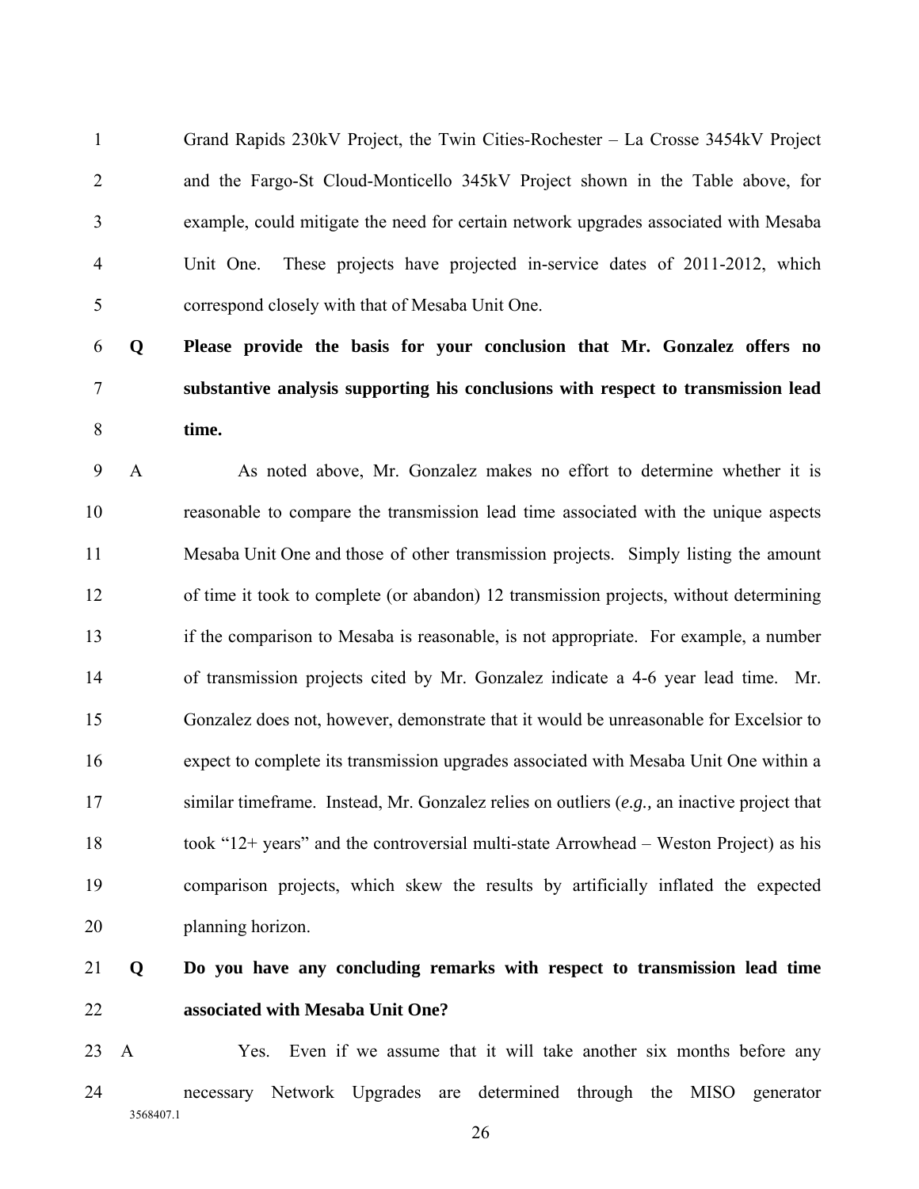Grand Rapids 230kV Project, the Twin Cities-Rochester – La Crosse 3454kV Project and the Fargo-St Cloud-Monticello 345kV Project shown in the Table above, for example, could mitigate the need for certain network upgrades associated with Mesaba Unit One. These projects have projected in-service dates of 2011-2012, which correspond closely with that of Mesaba Unit One.

**Q Please provide the basis for your conclusion that Mr. Gonzalez offers no substantive analysis supporting his conclusions with respect to transmission lead time.**

A As noted above, Mr. Gonzalez makes no effort to determine whether it is reasonable to compare the transmission lead time associated with the unique aspects Mesaba Unit One and those of other transmission projects. Simply listing the amount of time it took to complete (or abandon) 12 transmission projects, without determining if the comparison to Mesaba is reasonable, is not appropriate. For example, a number of transmission projects cited by Mr. Gonzalez indicate a 4-6 year lead time. Mr. Gonzalez does not, however, demonstrate that it would be unreasonable for Excelsior to expect to complete its transmission upgrades associated with Mesaba Unit One within a similar timeframe. Instead, Mr. Gonzalez relies on outliers (*e.g.,* an inactive project that took "12+ years" and the controversial multi-state Arrowhead – Weston Project) as his comparison projects, which skew the results by artificially inflated the expected planning horizon.

**Q Do you have any concluding remarks with respect to transmission lead time associated with Mesaba Unit One?**

A Yes. Even if we assume that it will take another six months before any necessary Network Upgrades are determined through the MISO generator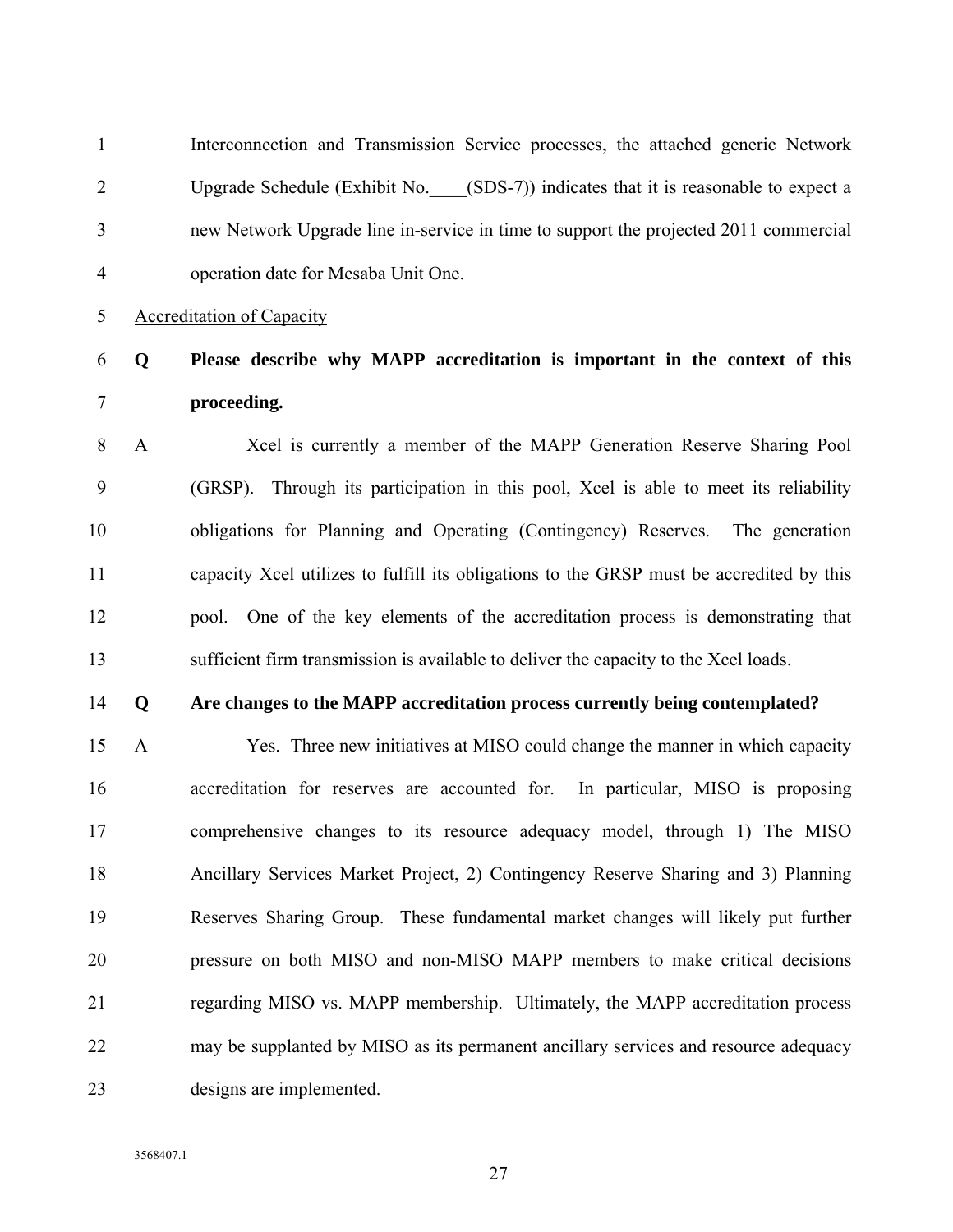Interconnection and Transmission Service processes, the attached generic Network Upgrade Schedule (Exhibit No.____(SDS-7)) indicates that it is reasonable to expect a new Network Upgrade line in-service in time to support the projected 2011 commercial operation date for Mesaba Unit One.

Accreditation of Capacity

**Q Please describe why MAPP accreditation is important in the context of this proceeding.**

A Xcel is currently a member of the MAPP Generation Reserve Sharing Pool (GRSP). Through its participation in this pool, Xcel is able to meet its reliability obligations for Planning and Operating (Contingency) Reserves. The generation capacity Xcel utilizes to fulfill its obligations to the GRSP must be accredited by this pool. One of the key elements of the accreditation process is demonstrating that sufficient firm transmission is available to deliver the capacity to the Xcel loads.

**Q Are changes to the MAPP accreditation process currently being contemplated?**

A Yes. Three new initiatives at MISO could change the manner in which capacity accreditation for reserves are accounted for. In particular, MISO is proposing comprehensive changes to its resource adequacy model, through 1) The MISO Ancillary Services Market Project, 2) Contingency Reserve Sharing and 3) Planning Reserves Sharing Group. These fundamental market changes will likely put further pressure on both MISO and non-MISO MAPP members to make critical decisions regarding MISO vs. MAPP membership. Ultimately, the MAPP accreditation process may be supplanted by MISO as its permanent ancillary services and resource adequacy designs are implemented.

3568407.1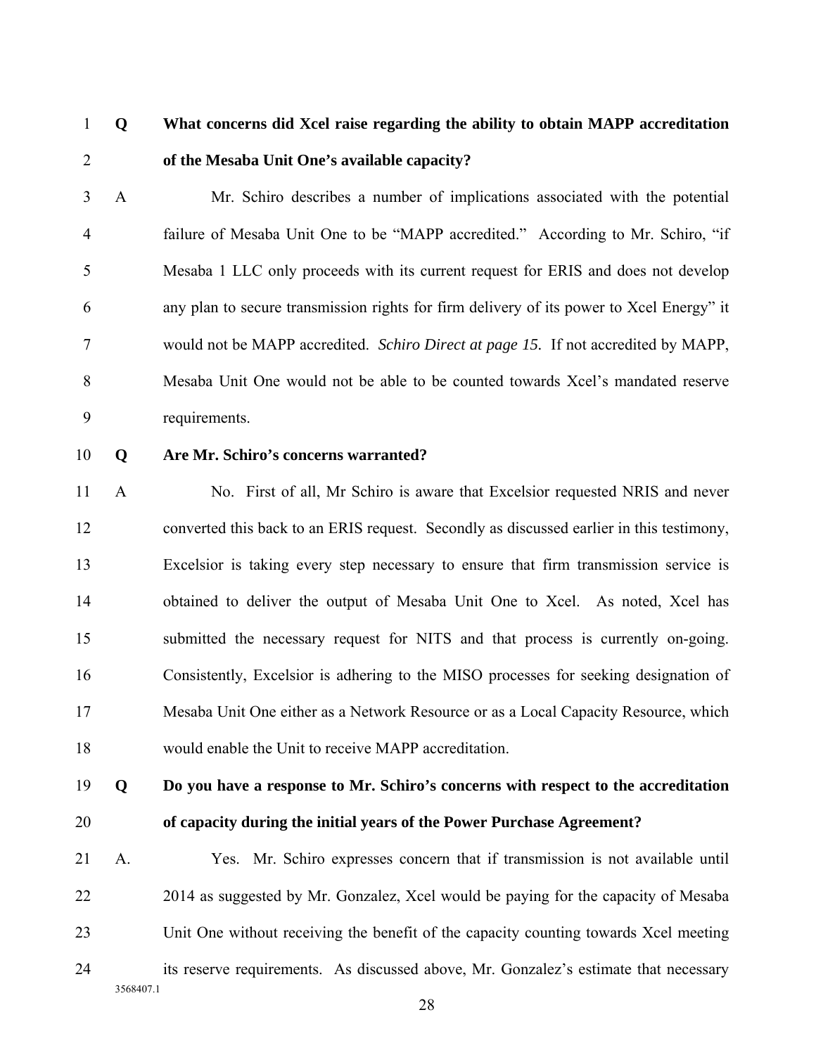**Q What concerns did Xcel raise regarding the ability to obtain MAPP accreditation of the Mesaba Unit One's available capacity?**

A Mr. Schiro describes a number of implications associated with the potential failure of Mesaba Unit One to be "MAPP accredited." According to Mr. Schiro, "if Mesaba 1 LLC only proceeds with its current request for ERIS and does not develop any plan to secure transmission rights for firm delivery of its power to Xcel Energy" it would not be MAPP accredited. *Schiro Direct at page 15.* If not accredited by MAPP, Mesaba Unit One would not be able to be counted towards Xcel's mandated reserve requirements.

**Q Are Mr. Schiro's concerns warranted?**

A No. First of all, Mr Schiro is aware that Excelsior requested NRIS and never converted this back to an ERIS request. Secondly as discussed earlier in this testimony, Excelsior is taking every step necessary to ensure that firm transmission service is obtained to deliver the output of Mesaba Unit One to Xcel. As noted, Xcel has submitted the necessary request for NITS and that process is currently on-going. Consistently, Excelsior is adhering to the MISO processes for seeking designation of Mesaba Unit One either as a Network Resource or as a Local Capacity Resource, which would enable the Unit to receive MAPP accreditation.

**Q Do you have a response to Mr. Schiro's concerns with respect to the accreditation of capacity during the initial years of the Power Purchase Agreement?**

A. Yes. Mr. Schiro expresses concern that if transmission is not available until 2014 as suggested by Mr. Gonzalez, Xcel would be paying for the capacity of Mesaba Unit One without receiving the benefit of the capacity counting towards Xcel meeting its reserve requirements. As discussed above, Mr. Gonzalez's estimate that necessary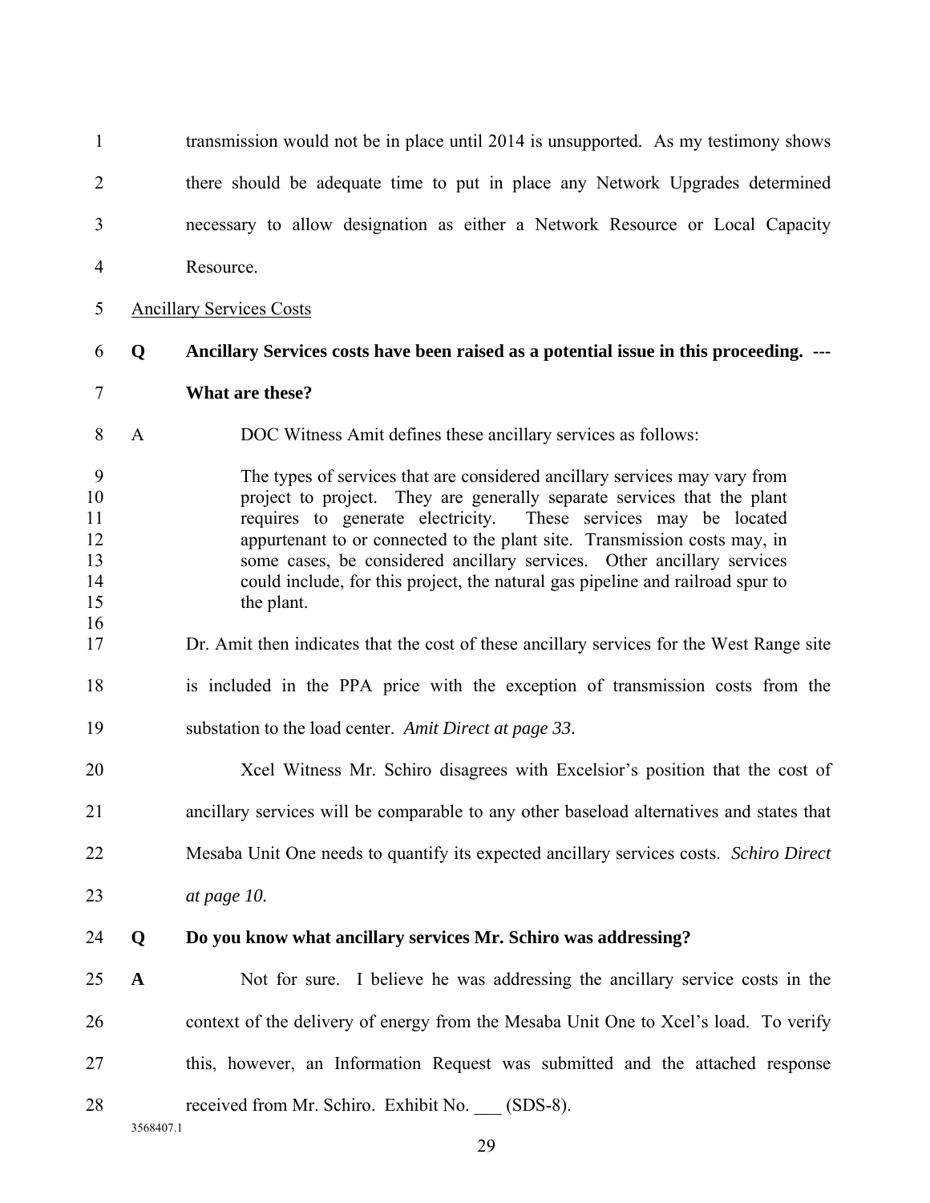transmission would not be in place until 2014 is unsupported. As my testimony shows there should be adequate time to put in place any Network Upgrades determined necessary to allow designation as either a Network Resource or Local Capacity Resource.

Ancillary Services Costs

**Q Ancillary Services costs have been raised as a potential issue in this proceeding. --- What are these?**

A DOC Witness Amit defines these ancillary services as follows:

> The types of services that are considered ancillary services may vary from project to project. They are generally separate services that the plant requires to generate electricity. These services may be located appurtenant to or connected to the plant site. Transmission costs may, in some cases, be considered ancillary services. Other ancillary services could include, for this project, the natural gas pipeline and railroad spur to the plant.

Dr. Amit then indicates that the cost of these ancillary services for the West Range site is included in the PPA price with the exception of transmission costs from the substation to the load center. *Amit Direct at page 33*.

Xcel Witness Mr. Schiro disagrees with Excelsior's position that the cost of ancillary services will be comparable to any other baseload alternatives and states that Mesaba Unit One needs to quantify its expected ancillary services costs. *Schiro Direct at page 10.*

**Q Do you know what ancillary services Mr. Schiro was addressing?**

**A** Not for sure. I believe he was addressing the ancillary service costs in the context of the delivery of energy from the Mesaba Unit One to Xcel's load. To verify this, however, an Information Request was submitted and the attached response received from Mr. Schiro. Exhibit No. ___ (SDS-8).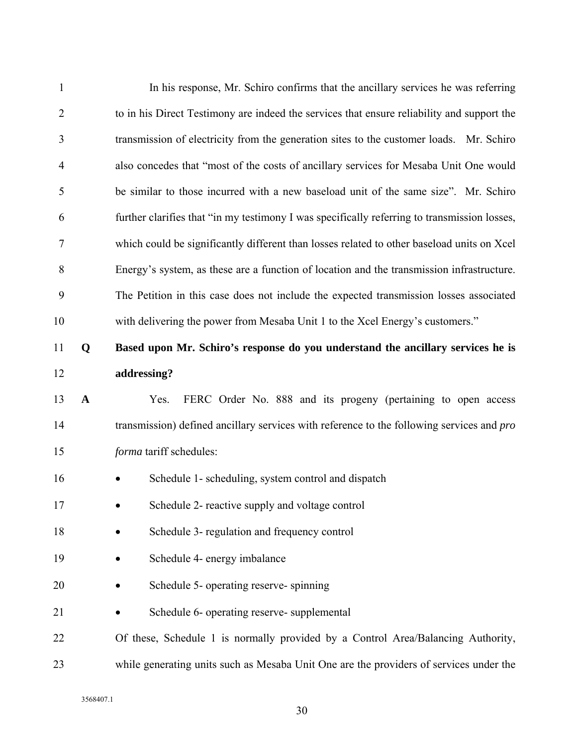In his response, Mr. Schiro confirms that the ancillary services he was referring to in his Direct Testimony are indeed the services that ensure reliability and support the transmission of electricity from the generation sites to the customer loads. Mr. Schiro also concedes that "most of the costs of ancillary services for Mesaba Unit One would be similar to those incurred with a new baseload unit of the same size". Mr. Schiro further clarifies that "in my testimony I was specifically referring to transmission losses, which could be significantly different than losses related to other baseload units on Xcel Energy's system, as these are a function of location and the transmission infrastructure. The Petition in this case does not include the expected transmission losses associated with delivering the power from Mesaba Unit 1 to the Xcel Energy's customers."

**Q Based upon Mr. Schiro's response do you understand the ancillary services he is addressing?**

**A** Yes. FERC Order No. 888 and its progeny (pertaining to open access transmission) defined ancillary services with reference to the following services and *pro forma* tariff schedules:

- Schedule 1- scheduling, system control and dispatch
- Schedule 2- reactive supply and voltage control
- Schedule 3- regulation and frequency control
- Schedule 4- energy imbalance
- Schedule 5- operating reserve- spinning
- Schedule 6- operating reserve- supplemental

Of these, Schedule 1 is normally provided by a Control Area/Balancing Authority, while generating units such as Mesaba Unit One are the providers of services under the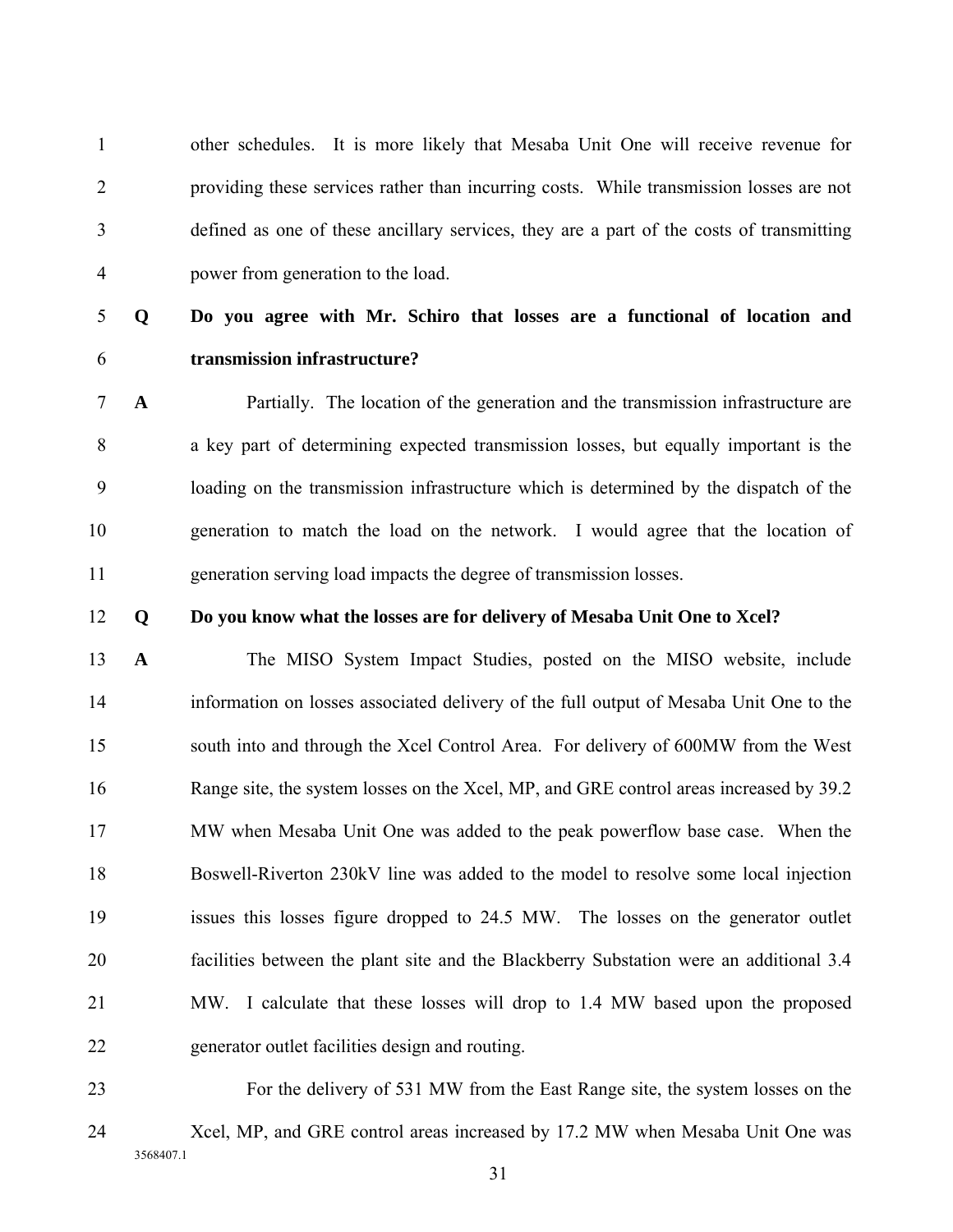other schedules. It is more likely that Mesaba Unit One will receive revenue for providing these services rather than incurring costs. While transmission losses are not defined as one of these ancillary services, they are a part of the costs of transmitting power from generation to the load.

**Q Do you agree with Mr. Schiro that losses are a functional of location and transmission infrastructure?**

**A** Partially. The location of the generation and the transmission infrastructure are a key part of determining expected transmission losses, but equally important is the loading on the transmission infrastructure which is determined by the dispatch of the generation to match the load on the network. I would agree that the location of generation serving load impacts the degree of transmission losses.

**Q Do you know what the losses are for delivery of Mesaba Unit One to Xcel?**

**A** The MISO System Impact Studies, posted on the MISO website, include information on losses associated delivery of the full output of Mesaba Unit One to the south into and through the Xcel Control Area. For delivery of 600MW from the West Range site, the system losses on the Xcel, MP, and GRE control areas increased by 39.2 MW when Mesaba Unit One was added to the peak powerflow base case. When the Boswell-Riverton 230kV line was added to the model to resolve some local injection issues this losses figure dropped to 24.5 MW. The losses on the generator outlet facilities between the plant site and the Blackberry Substation were an additional 3.4 MW. I calculate that these losses will drop to 1.4 MW based upon the proposed generator outlet facilities design and routing.

For the delivery of 531 MW from the East Range site, the system losses on the Xcel, MP, and GRE control areas increased by 17.2 MW when Mesaba Unit One was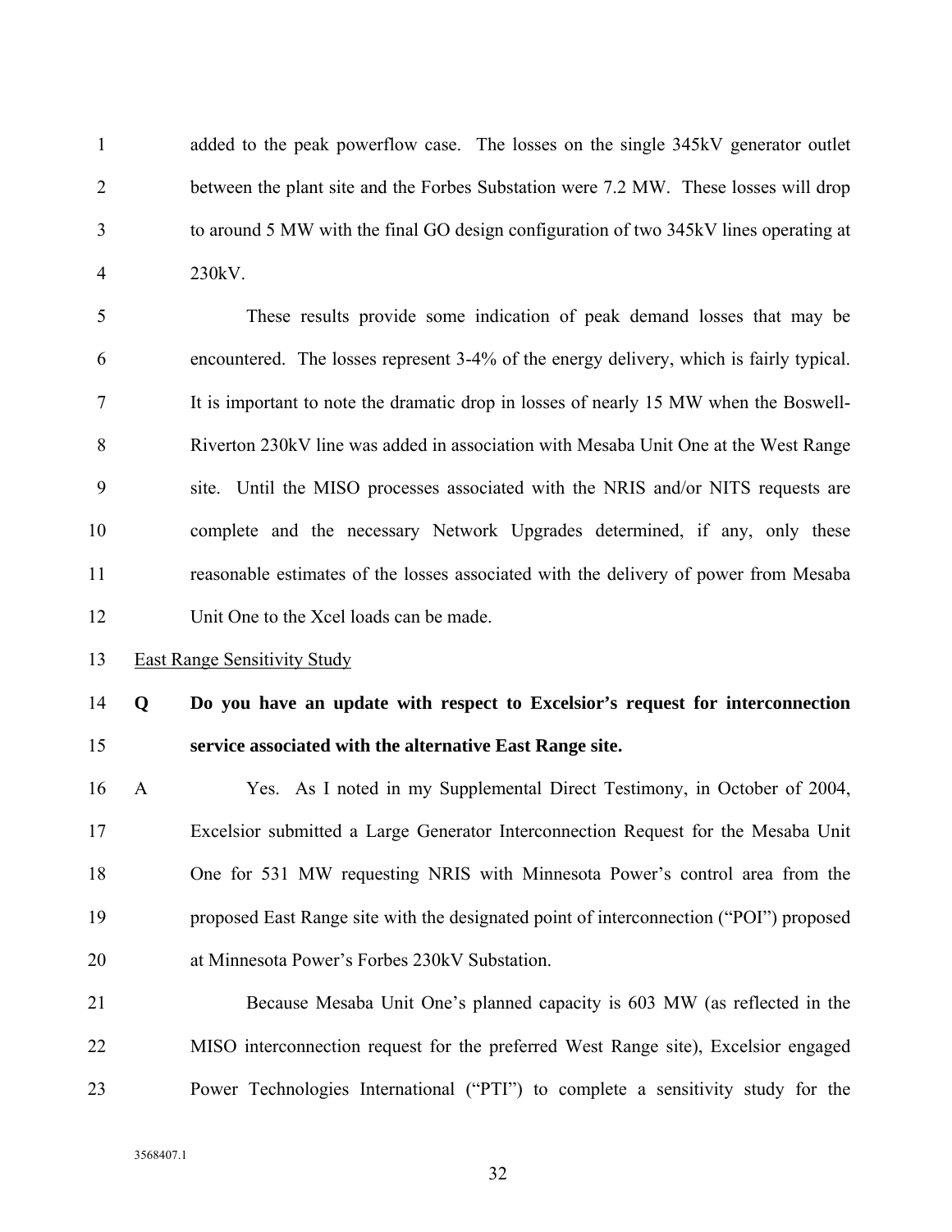added to the peak powerflow case. The losses on the single 345kV generator outlet between the plant site and the Forbes Substation were 7.2 MW. These losses will drop to around 5 MW with the final GO design configuration of two 345kV lines operating at 230kV.

These results provide some indication of peak demand losses that may be encountered. The losses represent 3-4% of the energy delivery, which is fairly typical. It is important to note the dramatic drop in losses of nearly 15 MW when the Boswell-Riverton 230kV line was added in association with Mesaba Unit One at the West Range site. Until the MISO processes associated with the NRIS and/or NITS requests are complete and the necessary Network Upgrades determined, if any, only these reasonable estimates of the losses associated with the delivery of power from Mesaba Unit One to the Xcel loads can be made.

East Range Sensitivity Study

**Q Do you have an update with respect to Excelsior's request for interconnection service associated with the alternative East Range site.**

A Yes. As I noted in my Supplemental Direct Testimony, in October of 2004, Excelsior submitted a Large Generator Interconnection Request for the Mesaba Unit One for 531 MW requesting NRIS with Minnesota Power's control area from the proposed East Range site with the designated point of interconnection ("POI") proposed at Minnesota Power's Forbes 230kV Substation.

Because Mesaba Unit One's planned capacity is 603 MW (as reflected in the MISO interconnection request for the preferred West Range site), Excelsior engaged Power Technologies International ("PTI") to complete a sensitivity study for the

3568407.1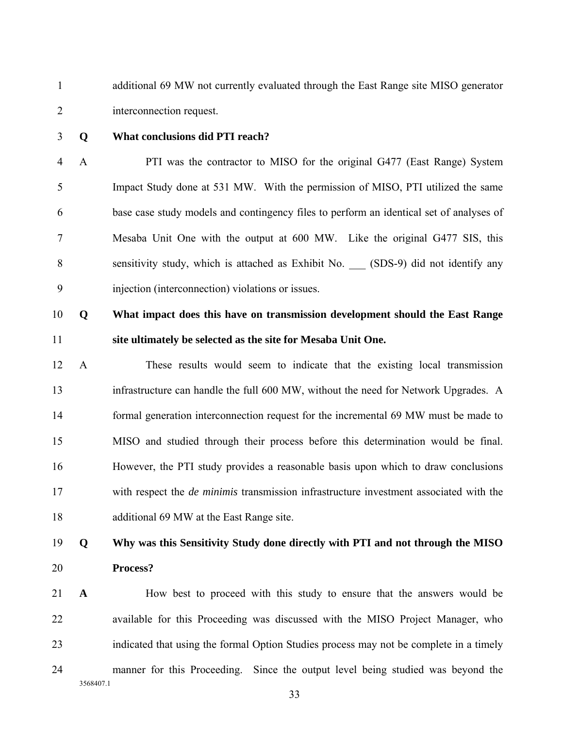additional 69 MW not currently evaluated through the East Range site MISO generator interconnection request.

**Q What conclusions did PTI reach?**

A PTI was the contractor to MISO for the original G477 (East Range) System Impact Study done at 531 MW. With the permission of MISO, PTI utilized the same base case study models and contingency files to perform an identical set of analyses of Mesaba Unit One with the output at 600 MW. Like the original G477 SIS, this sensitivity study, which is attached as Exhibit No. ___ (SDS-9) did not identify any injection (interconnection) violations or issues.

**Q What impact does this have on transmission development should the East Range site ultimately be selected as the site for Mesaba Unit One.**

A These results would seem to indicate that the existing local transmission infrastructure can handle the full 600 MW, without the need for Network Upgrades. A formal generation interconnection request for the incremental 69 MW must be made to MISO and studied through their process before this determination would be final. However, the PTI study provides a reasonable basis upon which to draw conclusions with respect the *de minimis* transmission infrastructure investment associated with the additional 69 MW at the East Range site.

**Q Why was this Sensitivity Study done directly with PTI and not through the MISO Process?**

**A** How best to proceed with this study to ensure that the answers would be available for this Proceeding was discussed with the MISO Project Manager, who indicated that using the formal Option Studies process may not be complete in a timely manner for this Proceeding. Since the output level being studied was beyond the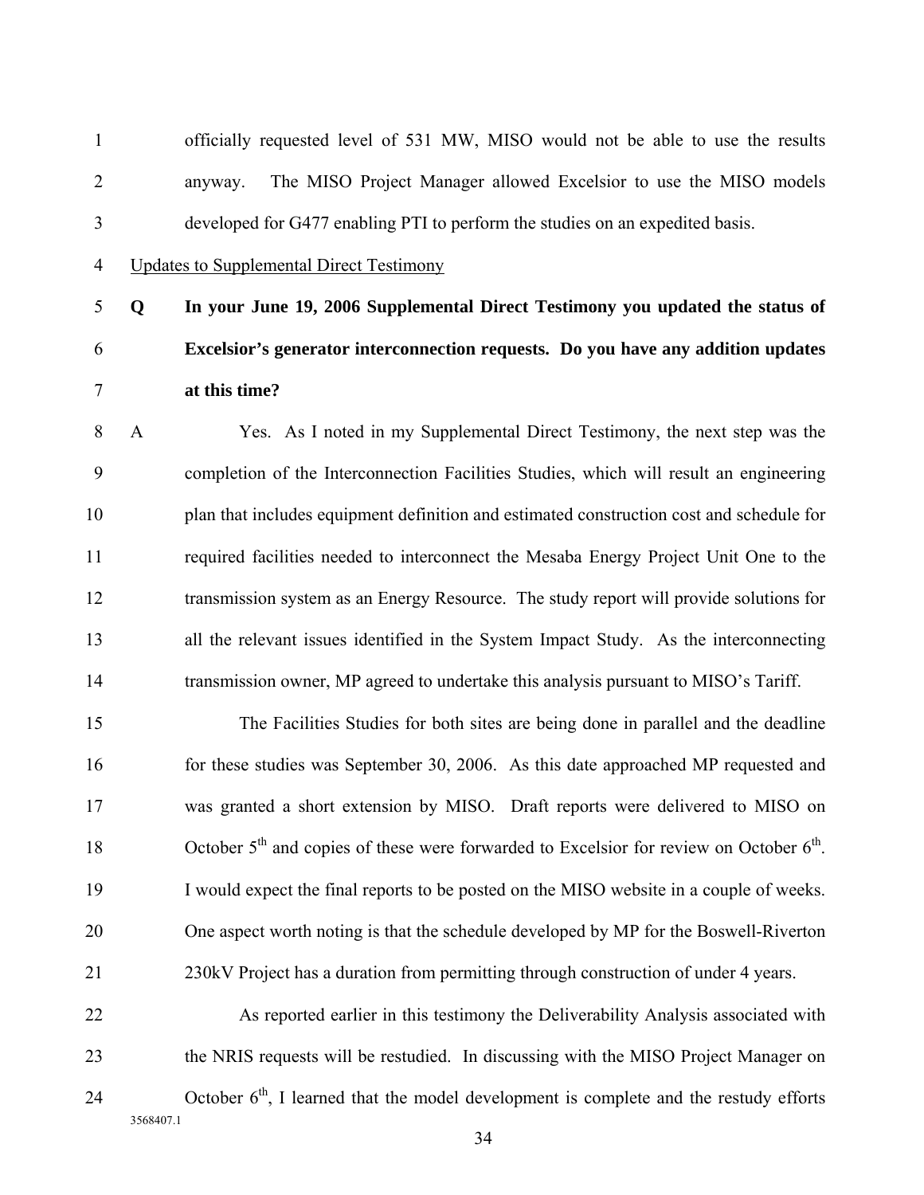officially requested level of 531 MW, MISO would not be able to use the results anyway. The MISO Project Manager allowed Excelsior to use the MISO models developed for G477 enabling PTI to perform the studies on an expedited basis.

Updates to Supplemental Direct Testimony

**Q In your June 19, 2006 Supplemental Direct Testimony you updated the status of Excelsior's generator interconnection requests. Do you have any addition updates at this time?**

A Yes. As I noted in my Supplemental Direct Testimony, the next step was the completion of the Interconnection Facilities Studies, which will result an engineering plan that includes equipment definition and estimated construction cost and schedule for required facilities needed to interconnect the Mesaba Energy Project Unit One to the transmission system as an Energy Resource. The study report will provide solutions for all the relevant issues identified in the System Impact Study. As the interconnecting transmission owner, MP agreed to undertake this analysis pursuant to MISO's Tariff.

The Facilities Studies for both sites are being done in parallel and the deadline for these studies was September 30, 2006. As this date approached MP requested and was granted a short extension by MISO. Draft reports were delivered to MISO on October 5th and copies of these were forwarded to Excelsior for review on October 6th. I would expect the final reports to be posted on the MISO website in a couple of weeks. One aspect worth noting is that the schedule developed by MP for the Boswell-Riverton 230kV Project has a duration from permitting through construction of under 4 years.

As reported earlier in this testimony the Deliverability Analysis associated with the NRIS requests will be restudied. In discussing with the MISO Project Manager on October 6th, I learned that the model development is complete and the restudy efforts

3568407.1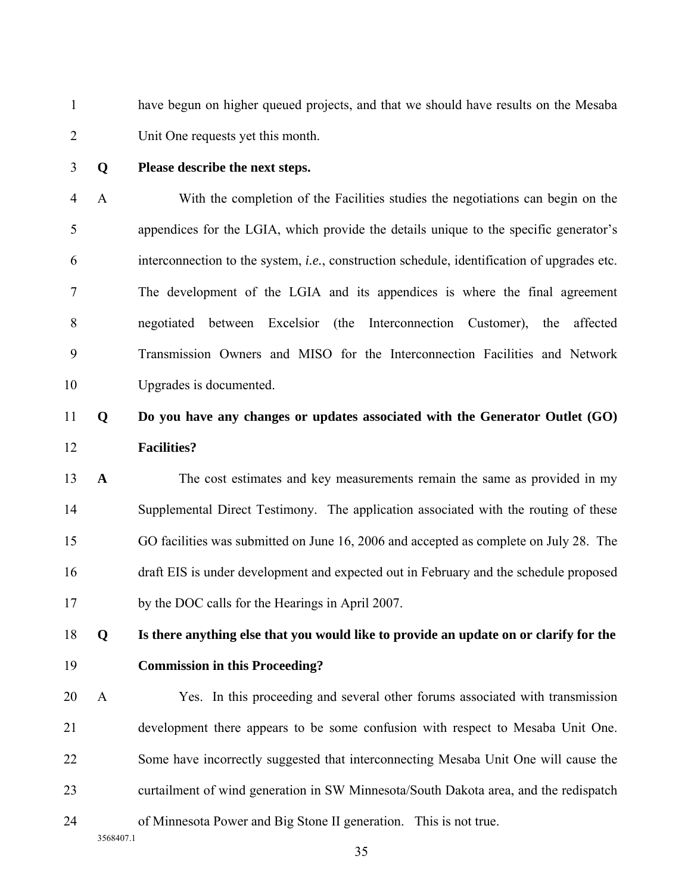have begun on higher queued projects, and that we should have results on the Mesaba Unit One requests yet this month.

**Q Please describe the next steps.**

A With the completion of the Facilities studies the negotiations can begin on the appendices for the LGIA, which provide the details unique to the specific generator's interconnection to the system, *i.e.*, construction schedule, identification of upgrades etc. The development of the LGIA and its appendices is where the final agreement negotiated between Excelsior (the Interconnection Customer), the affected Transmission Owners and MISO for the Interconnection Facilities and Network Upgrades is documented.

**Q Do you have any changes or updates associated with the Generator Outlet (GO) Facilities?**

**A** The cost estimates and key measurements remain the same as provided in my Supplemental Direct Testimony. The application associated with the routing of these GO facilities was submitted on June 16, 2006 and accepted as complete on July 28. The draft EIS is under development and expected out in February and the schedule proposed by the DOC calls for the Hearings in April 2007.

**Q Is there anything else that you would like to provide an update on or clarify for the Commission in this Proceeding?**

A Yes. In this proceeding and several other forums associated with transmission development there appears to be some confusion with respect to Mesaba Unit One. Some have incorrectly suggested that interconnecting Mesaba Unit One will cause the curtailment of wind generation in SW Minnesota/South Dakota area, and the redispatch of Minnesota Power and Big Stone II generation. This is not true.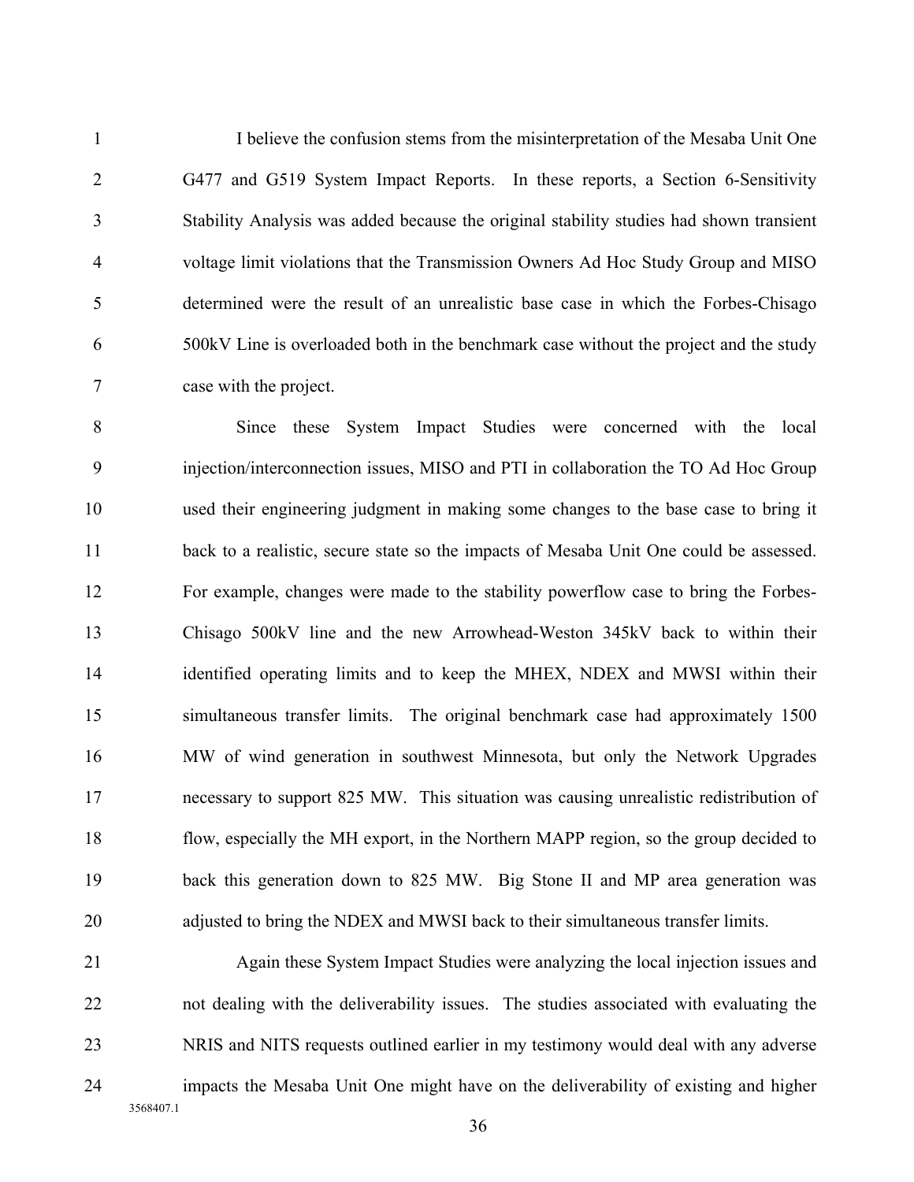I believe the confusion stems from the misinterpretation of the Mesaba Unit One G477 and G519 System Impact Reports. In these reports, a Section 6-Sensitivity Stability Analysis was added because the original stability studies had shown transient voltage limit violations that the Transmission Owners Ad Hoc Study Group and MISO determined were the result of an unrealistic base case in which the Forbes-Chisago 500kV Line is overloaded both in the benchmark case without the project and the study case with the project.

Since these System Impact Studies were concerned with the local injection/interconnection issues, MISO and PTI in collaboration the TO Ad Hoc Group used their engineering judgment in making some changes to the base case to bring it back to a realistic, secure state so the impacts of Mesaba Unit One could be assessed. For example, changes were made to the stability powerflow case to bring the Forbes-Chisago 500kV line and the new Arrowhead-Weston 345kV back to within their identified operating limits and to keep the MHEX, NDEX and MWSI within their simultaneous transfer limits. The original benchmark case had approximately 1500 MW of wind generation in southwest Minnesota, but only the Network Upgrades necessary to support 825 MW. This situation was causing unrealistic redistribution of flow, especially the MH export, in the Northern MAPP region, so the group decided to back this generation down to 825 MW. Big Stone II and MP area generation was adjusted to bring the NDEX and MWSI back to their simultaneous transfer limits.

Again these System Impact Studies were analyzing the local injection issues and not dealing with the deliverability issues. The studies associated with evaluating the NRIS and NITS requests outlined earlier in my testimony would deal with any adverse impacts the Mesaba Unit One might have on the deliverability of existing and higher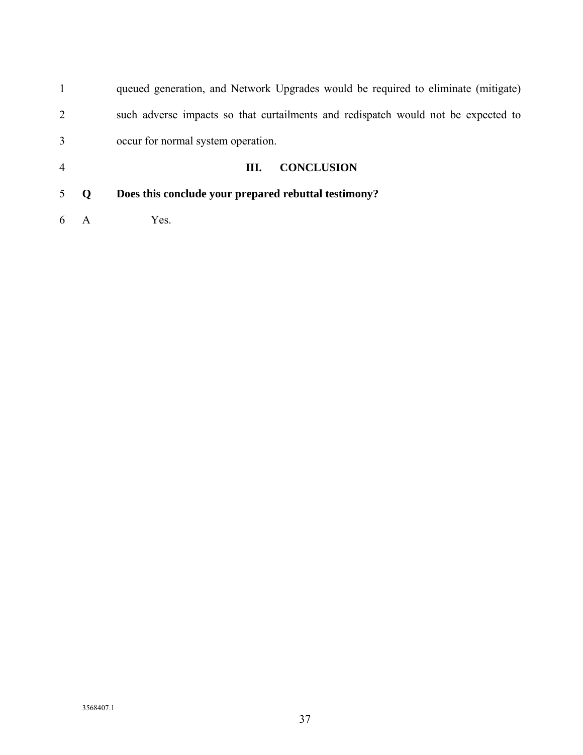queued generation, and Network Upgrades would be required to eliminate (mitigate) such adverse impacts so that curtailments and redispatch would not be expected to occur for normal system operation.

## III. CONCLUSION

**Q Does this conclude your prepared rebuttal testimony?**

A Yes.

3568407.1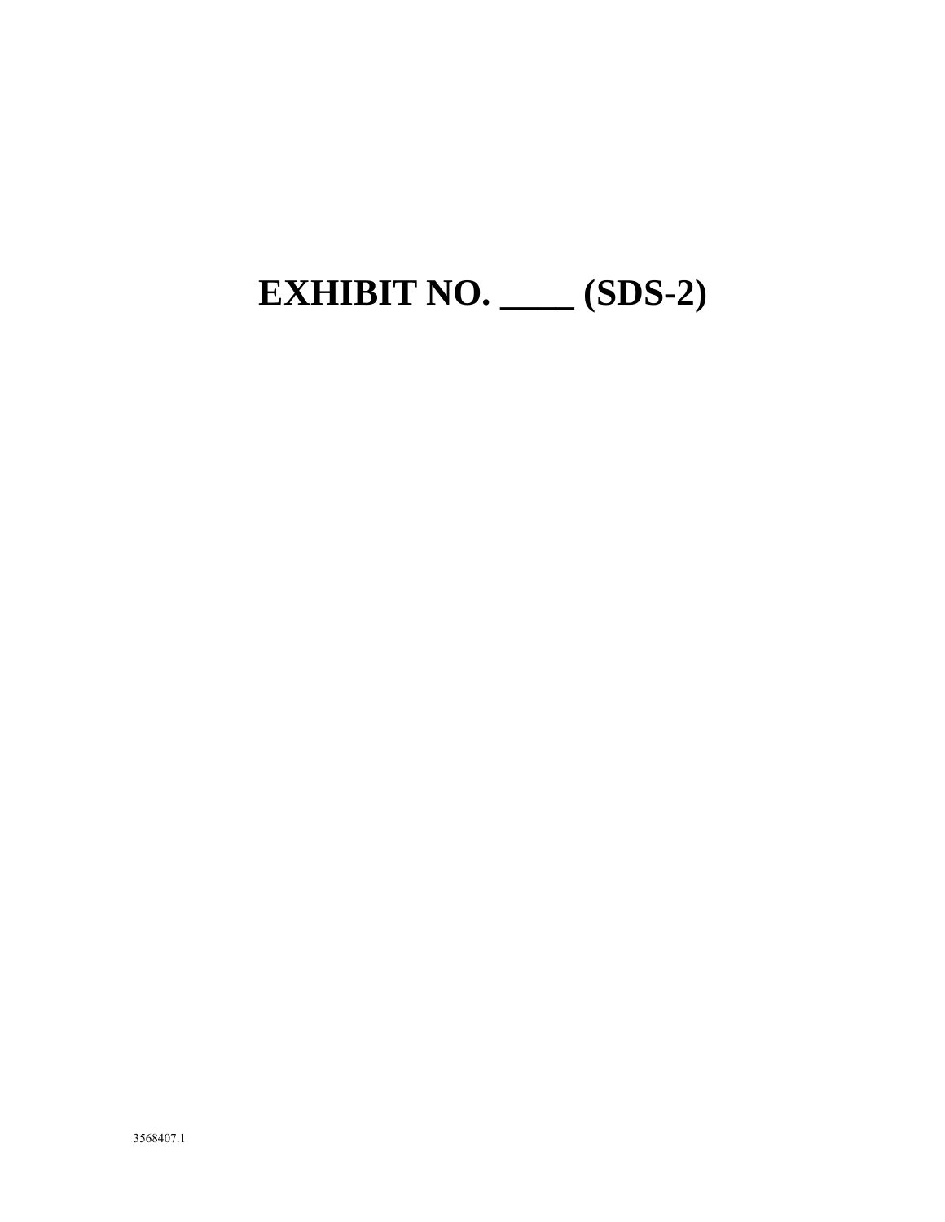# EXHIBIT NO. ____ (SDS-2)

3568407.1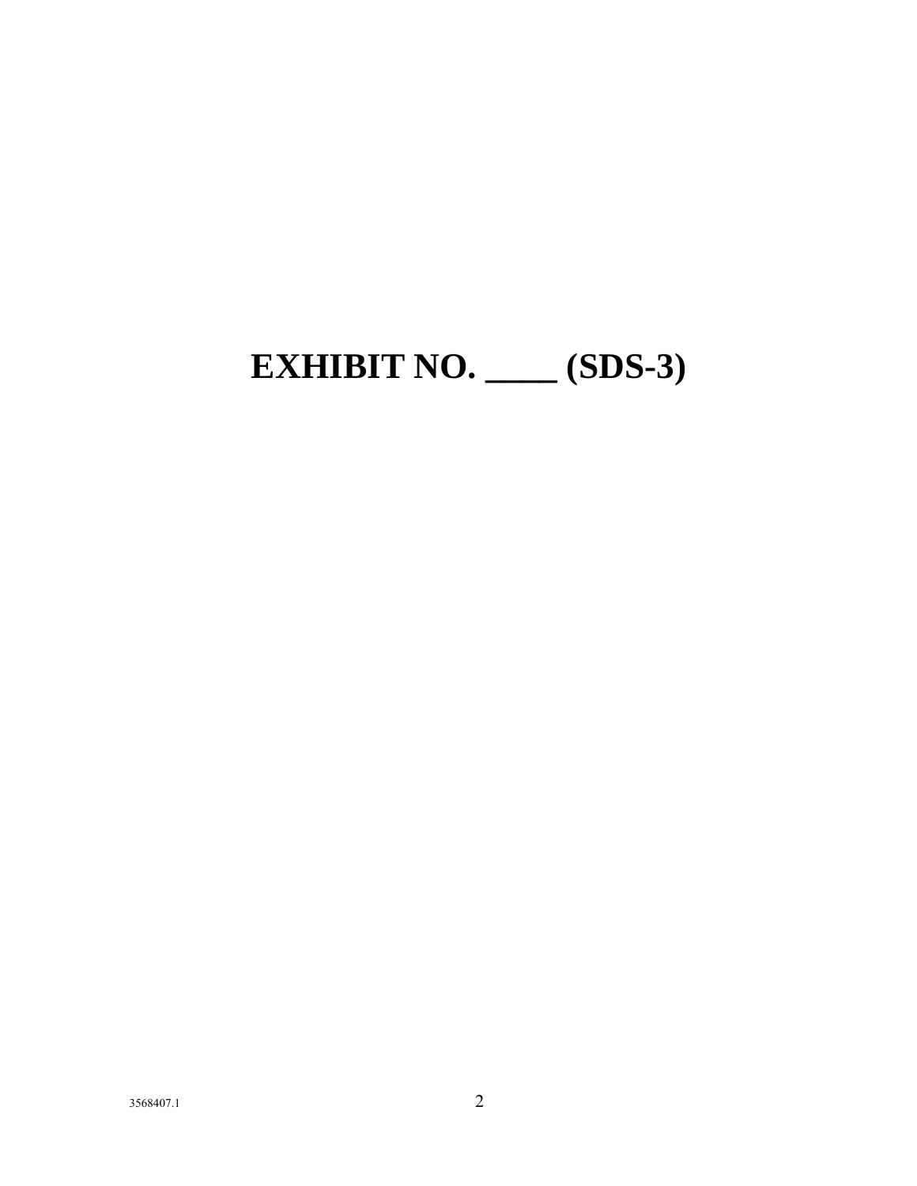# EXHIBIT NO. ____ (SDS-3)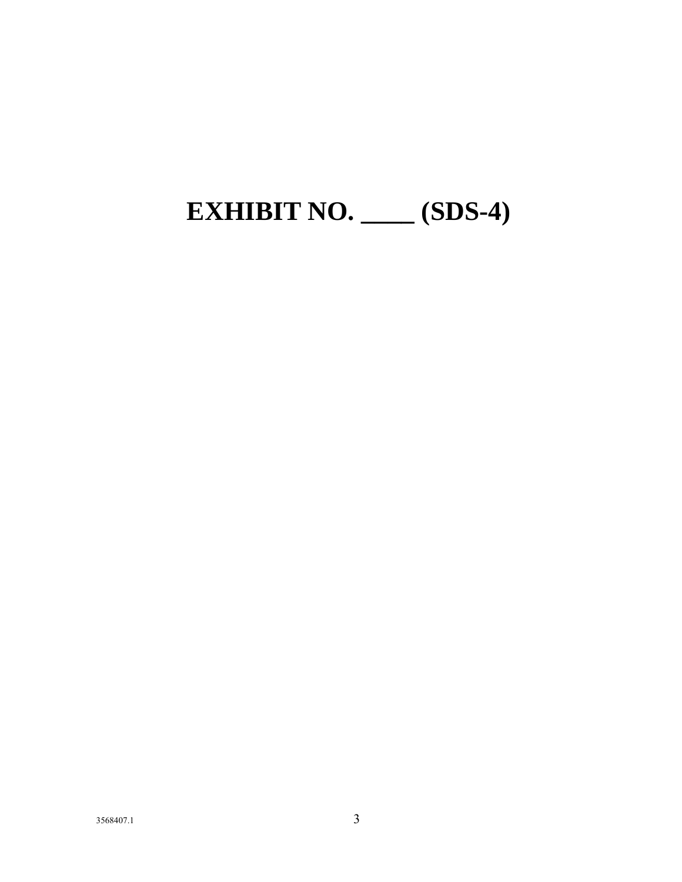# EXHIBIT NO. ____ (SDS-4)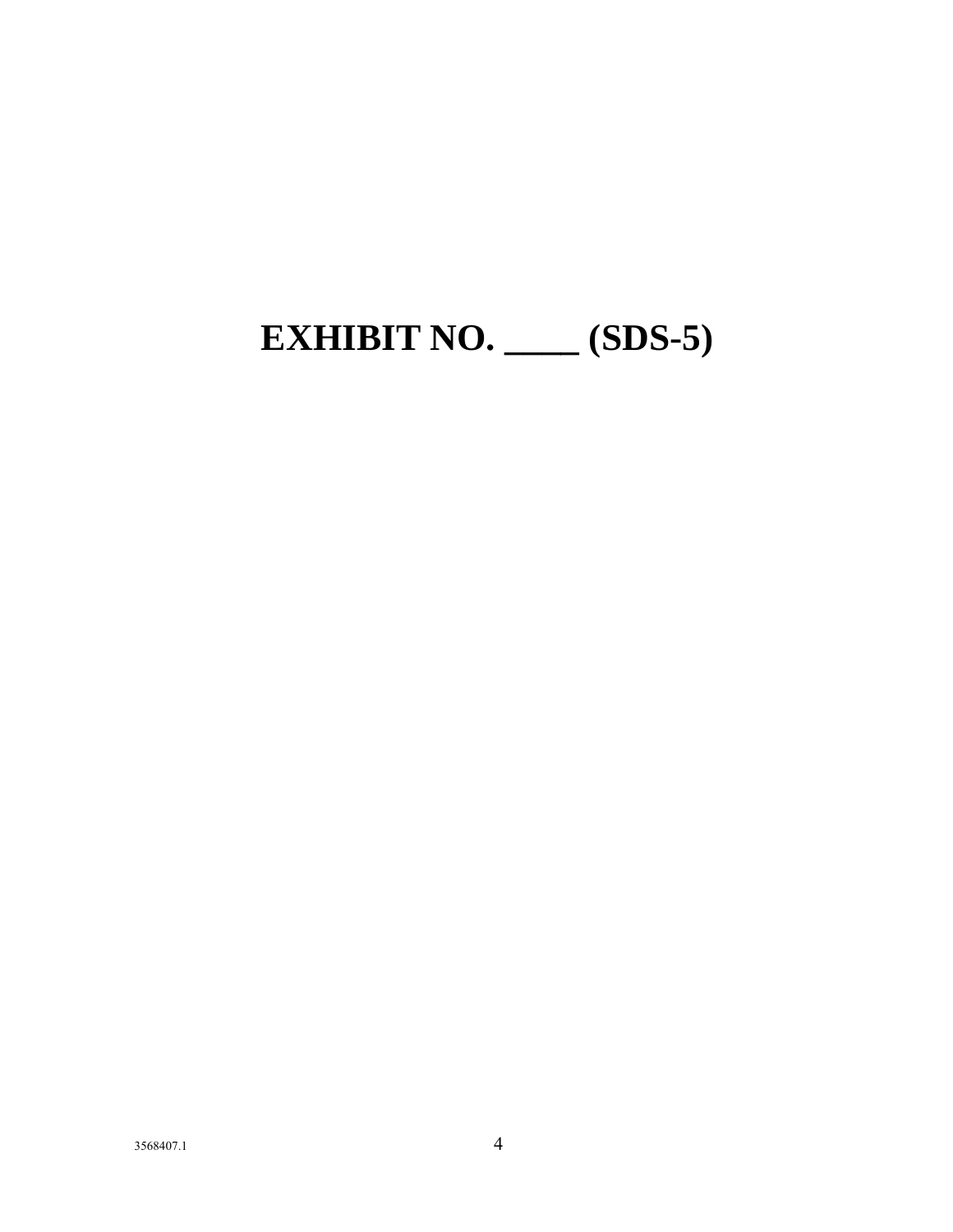# EXHIBIT NO. ____ (SDS-5)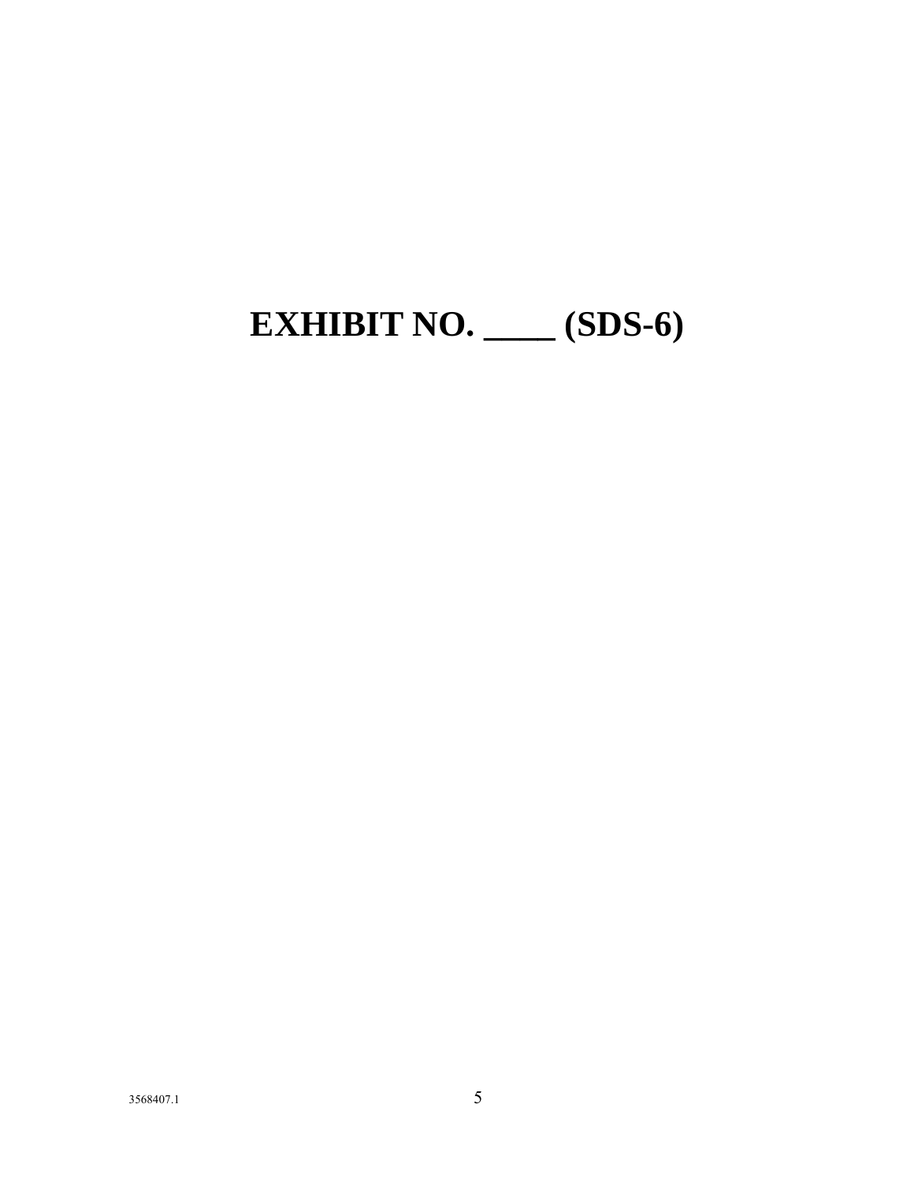# EXHIBIT NO. ____ (SDS-6)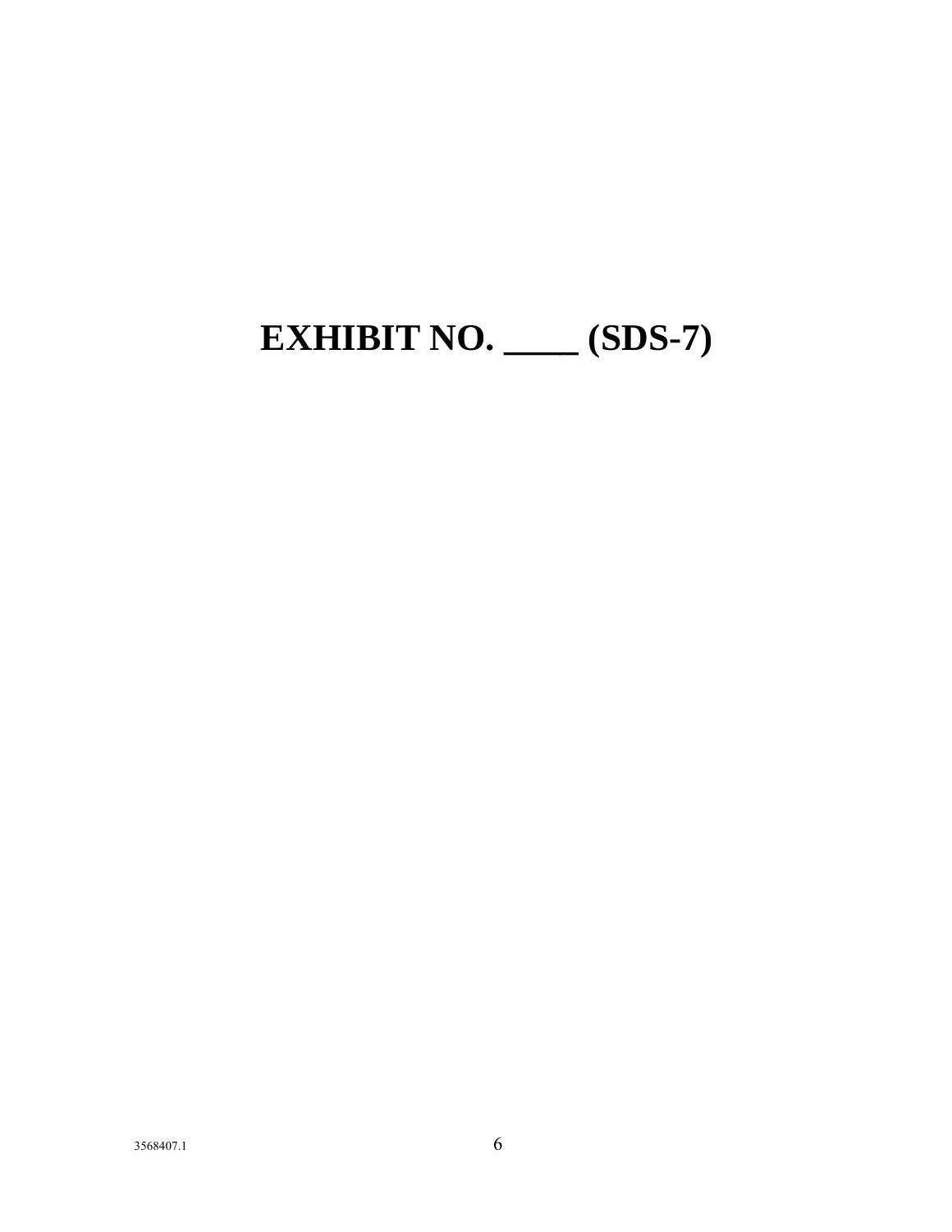# EXHIBIT NO. ____ (SDS-7)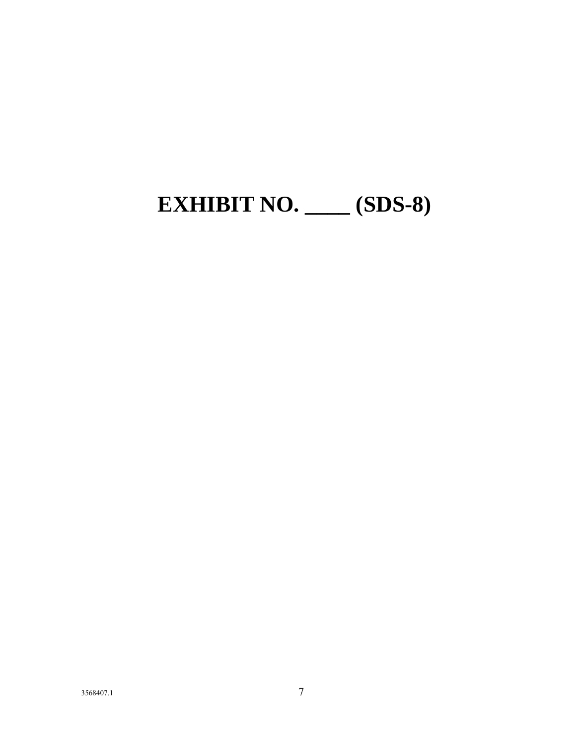# EXHIBIT NO. ____ (SDS-8)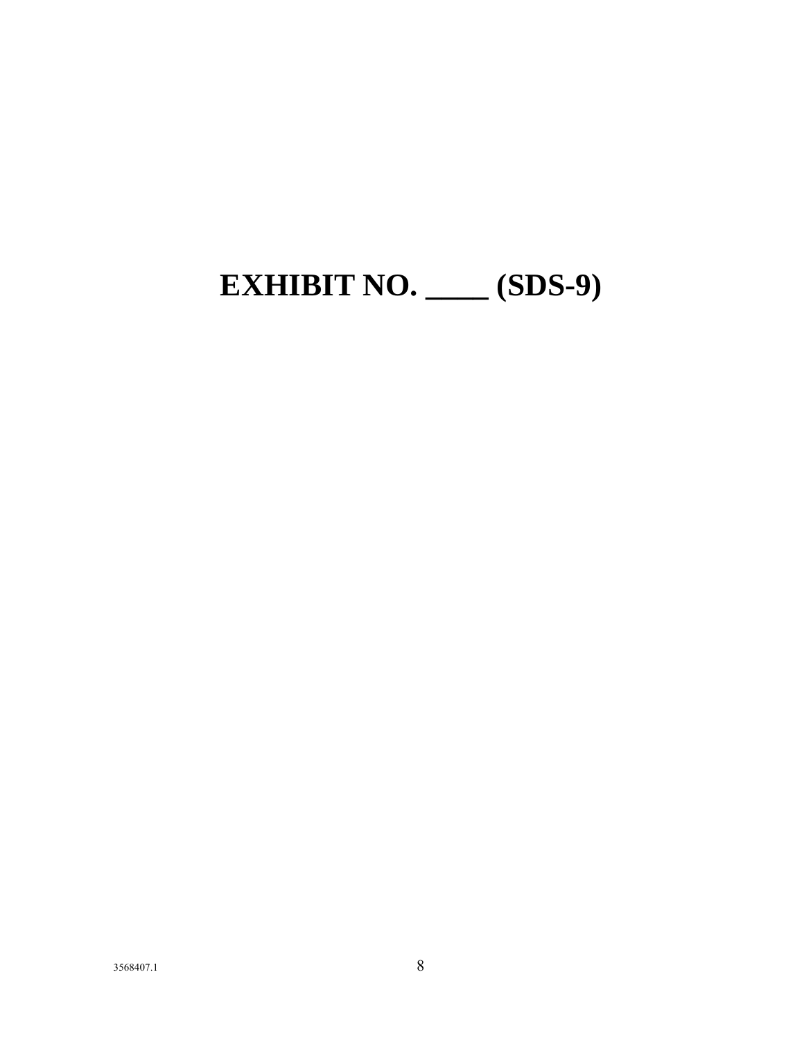# EXHIBIT NO. ____ (SDS-9)